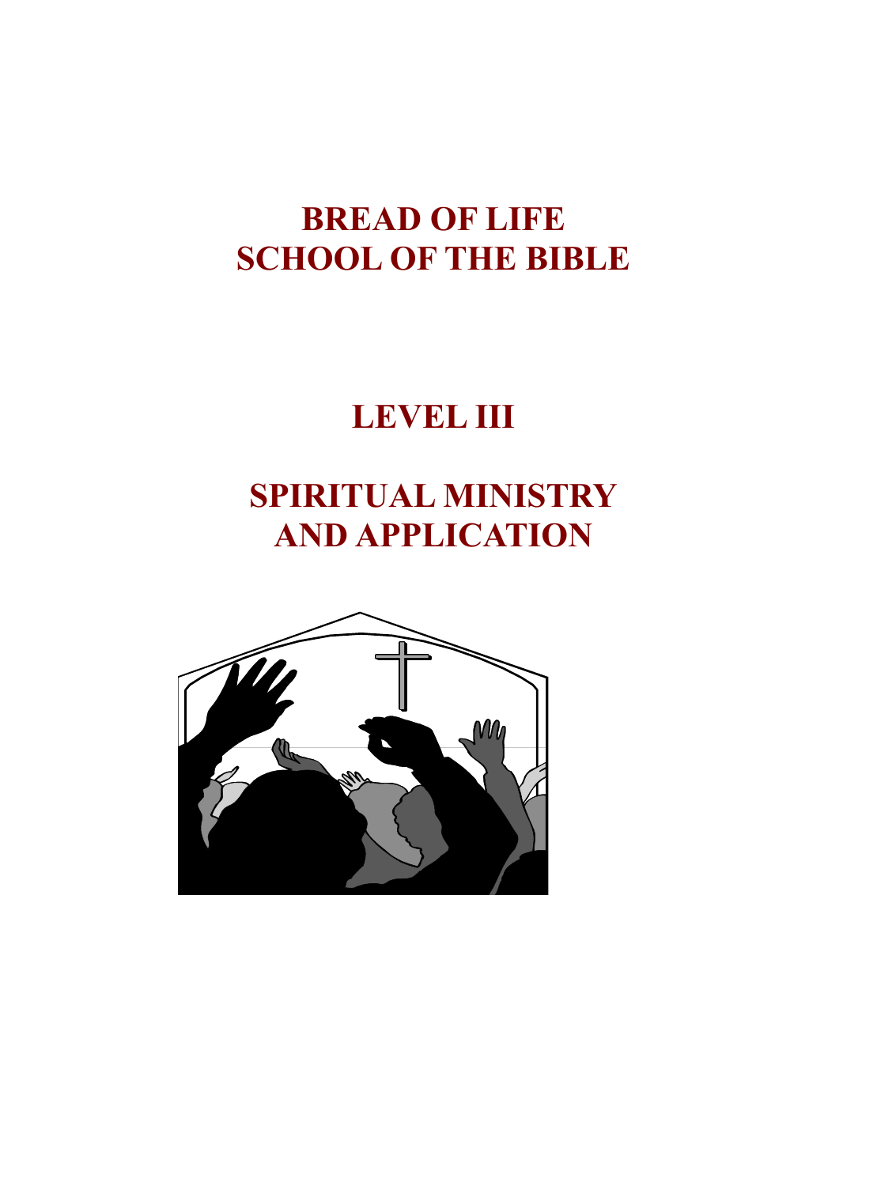# BREAD OF LIFE
# SCHOOL OF THE BIBLE

## LEVEL III

## SPIRITUAL MINISTRY AND APPLICATION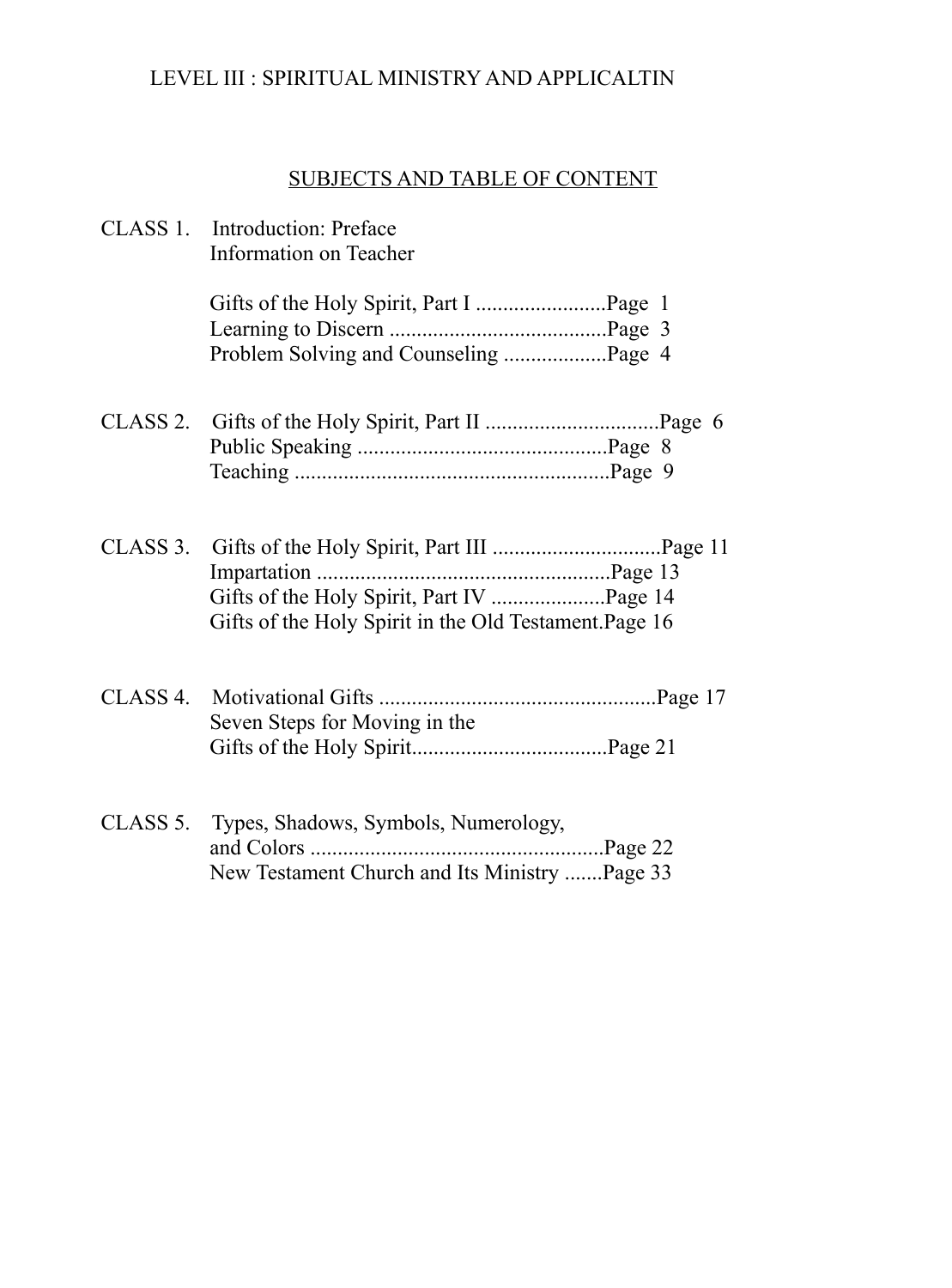LEVEL III : SPIRITUAL MINISTRY AND APPLICALTIN

## SUBJECTS AND TABLE OF CONTENT

CLASS 1. Introduction: Preface
Information on Teacher

Gifts of the Holy Spirit, Part I ........................Page 1
Learning to Discern ........................................Page 3
Problem Solving and Counseling ...................Page 4

CLASS 2. Gifts of the Holy Spirit, Part II ................................Page 6
Public Speaking ..............................................Page 8
Teaching ..........................................................Page 9

CLASS 3. Gifts of the Holy Spirit, Part III ...............................Page 11
Impartation ......................................................Page 13
Gifts of the Holy Spirit, Part IV .....................Page 14
Gifts of the Holy Spirit in the Old Testament.Page 16

CLASS 4. Motivational Gifts ...................................................Page 17
Seven Steps for Moving in the
Gifts of the Holy Spirit....................................Page 21

CLASS 5. Types, Shadows, Symbols, Numerology,
and Colors ......................................................Page 22
New Testament Church and Its Ministry .......Page 33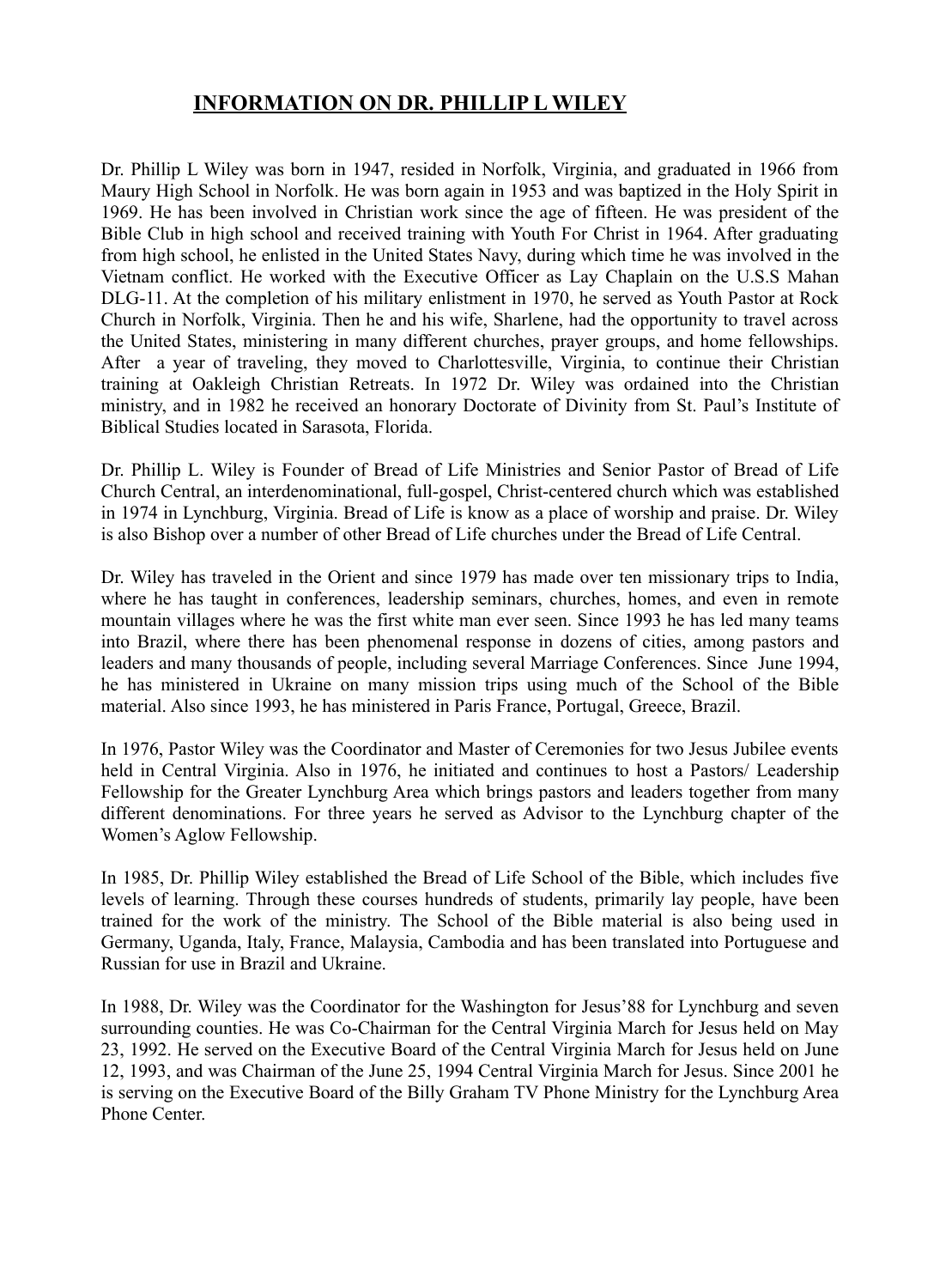## INFORMATION ON DR. PHILLIP L WILEY

Dr. Phillip L Wiley was born in 1947, resided in Norfolk, Virginia, and graduated in 1966 from Maury High School in Norfolk. He was born again in 1953 and was baptized in the Holy Spirit in 1969. He has been involved in Christian work since the age of fifteen. He was president of the Bible Club in high school and received training with Youth For Christ in 1964. After graduating from high school, he enlisted in the United States Navy, during which time he was involved in the Vietnam conflict. He worked with the Executive Officer as Lay Chaplain on the U.S.S Mahan DLG-11. At the completion of his military enlistment in 1970, he served as Youth Pastor at Rock Church in Norfolk, Virginia. Then he and his wife, Sharlene, had the opportunity to travel across the United States, ministering in many different churches, prayer groups, and home fellowships. After a year of traveling, they moved to Charlottesville, Virginia, to continue their Christian training at Oakleigh Christian Retreats. In 1972 Dr. Wiley was ordained into the Christian ministry, and in 1982 he received an honorary Doctorate of Divinity from St. Paul's Institute of Biblical Studies located in Sarasota, Florida.

Dr. Phillip L. Wiley is Founder of Bread of Life Ministries and Senior Pastor of Bread of Life Church Central, an interdenominational, full-gospel, Christ-centered church which was established in 1974 in Lynchburg, Virginia. Bread of Life is know as a place of worship and praise. Dr. Wiley is also Bishop over a number of other Bread of Life churches under the Bread of Life Central.

Dr. Wiley has traveled in the Orient and since 1979 has made over ten missionary trips to India, where he has taught in conferences, leadership seminars, churches, homes, and even in remote mountain villages where he was the first white man ever seen. Since 1993 he has led many teams into Brazil, where there has been phenomenal response in dozens of cities, among pastors and leaders and many thousands of people, including several Marriage Conferences. Since June 1994, he has ministered in Ukraine on many mission trips using much of the School of the Bible material. Also since 1993, he has ministered in Paris France, Portugal, Greece, Brazil.

In 1976, Pastor Wiley was the Coordinator and Master of Ceremonies for two Jesus Jubilee events held in Central Virginia. Also in 1976, he initiated and continues to host a Pastors/ Leadership Fellowship for the Greater Lynchburg Area which brings pastors and leaders together from many different denominations. For three years he served as Advisor to the Lynchburg chapter of the Women's Aglow Fellowship.

In 1985, Dr. Phillip Wiley established the Bread of Life School of the Bible, which includes five levels of learning. Through these courses hundreds of students, primarily lay people, have been trained for the work of the ministry. The School of the Bible material is also being used in Germany, Uganda, Italy, France, Malaysia, Cambodia and has been translated into Portuguese and Russian for use in Brazil and Ukraine.

In 1988, Dr. Wiley was the Coordinator for the Washington for Jesus'88 for Lynchburg and seven surrounding counties. He was Co-Chairman for the Central Virginia March for Jesus held on May 23, 1992. He served on the Executive Board of the Central Virginia March for Jesus held on June 12, 1993, and was Chairman of the June 25, 1994 Central Virginia March for Jesus. Since 2001 he is serving on the Executive Board of the Billy Graham TV Phone Ministry for the Lynchburg Area Phone Center.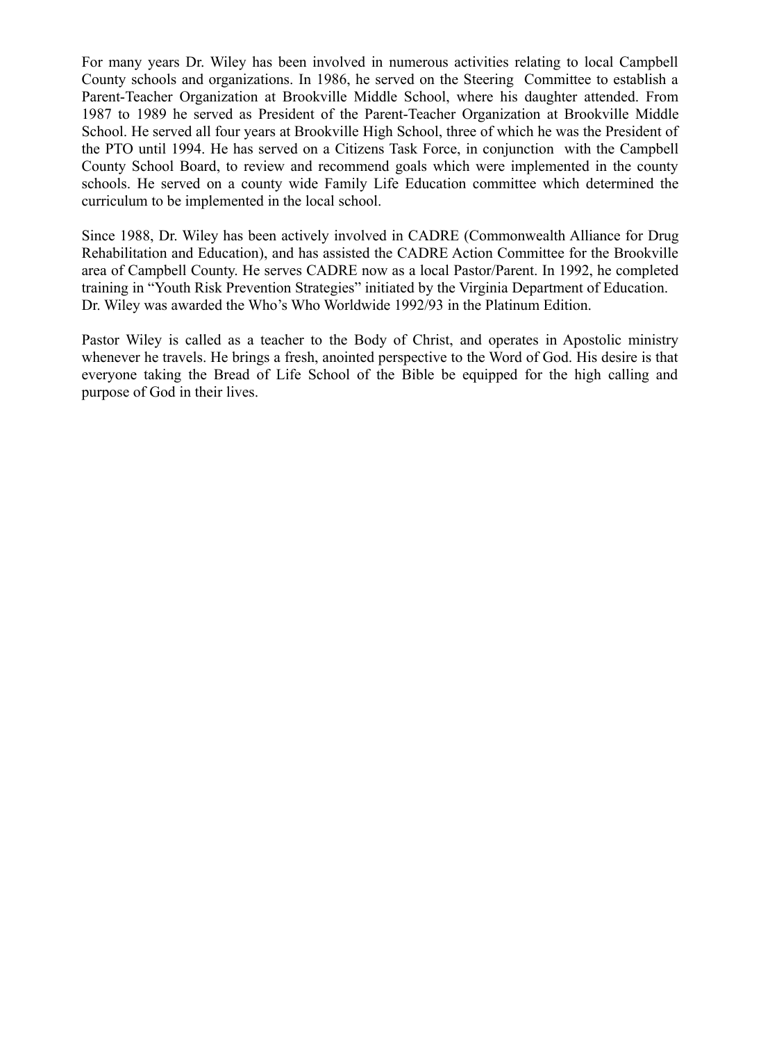For many years Dr. Wiley has been involved in numerous activities relating to local Campbell County schools and organizations. In 1986, he served on the Steering Committee to establish a Parent-Teacher Organization at Brookville Middle School, where his daughter attended. From 1987 to 1989 he served as President of the Parent-Teacher Organization at Brookville Middle School. He served all four years at Brookville High School, three of which he was the President of the PTO until 1994. He has served on a Citizens Task Force, in conjunction with the Campbell County School Board, to review and recommend goals which were implemented in the county schools. He served on a county wide Family Life Education committee which determined the curriculum to be implemented in the local school.

Since 1988, Dr. Wiley has been actively involved in CADRE (Commonwealth Alliance for Drug Rehabilitation and Education), and has assisted the CADRE Action Committee for the Brookville area of Campbell County. He serves CADRE now as a local Pastor/Parent. In 1992, he completed training in "Youth Risk Prevention Strategies" initiated by the Virginia Department of Education. Dr. Wiley was awarded the Who's Who Worldwide 1992/93 in the Platinum Edition.

Pastor Wiley is called as a teacher to the Body of Christ, and operates in Apostolic ministry whenever he travels. He brings a fresh, anointed perspective to the Word of God. His desire is that everyone taking the Bread of Life School of the Bible be equipped for the high calling and purpose of God in their lives.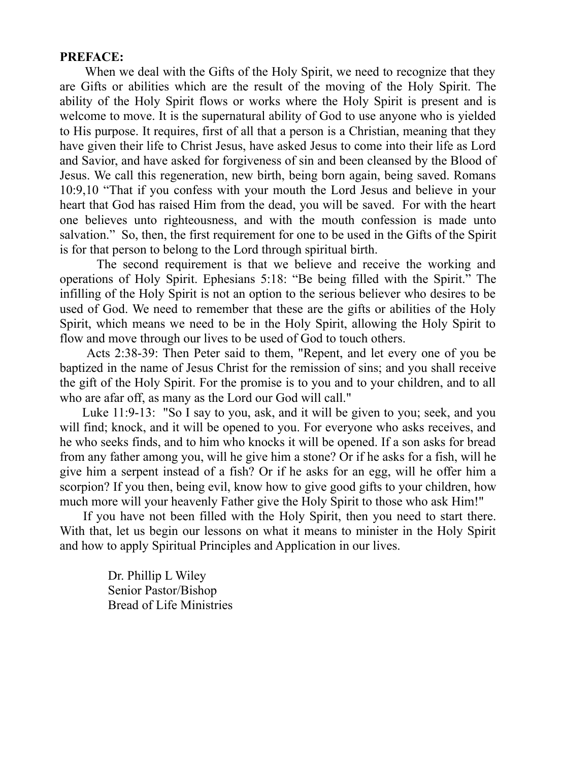**PREFACE:**

When we deal with the Gifts of the Holy Spirit, we need to recognize that they are Gifts or abilities which are the result of the moving of the Holy Spirit. The ability of the Holy Spirit flows or works where the Holy Spirit is present and is welcome to move. It is the supernatural ability of God to use anyone who is yielded to His purpose. It requires, first of all that a person is a Christian, meaning that they have given their life to Christ Jesus, have asked Jesus to come into their life as Lord and Savior, and have asked for forgiveness of sin and been cleansed by the Blood of Jesus. We call this regeneration, new birth, being born again, being saved. Romans 10:9,10 "That if you confess with your mouth the Lord Jesus and believe in your heart that God has raised Him from the dead, you will be saved. For with the heart one believes unto righteousness, and with the mouth confession is made unto salvation." So, then, the first requirement for one to be used in the Gifts of the Spirit is for that person to belong to the Lord through spiritual birth.

The second requirement is that we believe and receive the working and operations of Holy Spirit. Ephesians 5:18: "Be being filled with the Spirit." The infilling of the Holy Spirit is not an option to the serious believer who desires to be used of God. We need to remember that these are the gifts or abilities of the Holy Spirit, which means we need to be in the Holy Spirit, allowing the Holy Spirit to flow and move through our lives to be used of God to touch others.

Acts 2:38-39: Then Peter said to them, "Repent, and let every one of you be baptized in the name of Jesus Christ for the remission of sins; and you shall receive the gift of the Holy Spirit. For the promise is to you and to your children, and to all who are afar off, as many as the Lord our God will call."

Luke 11:9-13: "So I say to you, ask, and it will be given to you; seek, and you will find; knock, and it will be opened to you. For everyone who asks receives, and he who seeks finds, and to him who knocks it will be opened. If a son asks for bread from any father among you, will he give him a stone? Or if he asks for a fish, will he give him a serpent instead of a fish? Or if he asks for an egg, will he offer him a scorpion? If you then, being evil, know how to give good gifts to your children, how much more will your heavenly Father give the Holy Spirit to those who ask Him!"

If you have not been filled with the Holy Spirit, then you need to start there. With that, let us begin our lessons on what it means to minister in the Holy Spirit and how to apply Spiritual Principles and Application in our lives.

Dr. Phillip L Wiley
Senior Pastor/Bishop
Bread of Life Ministries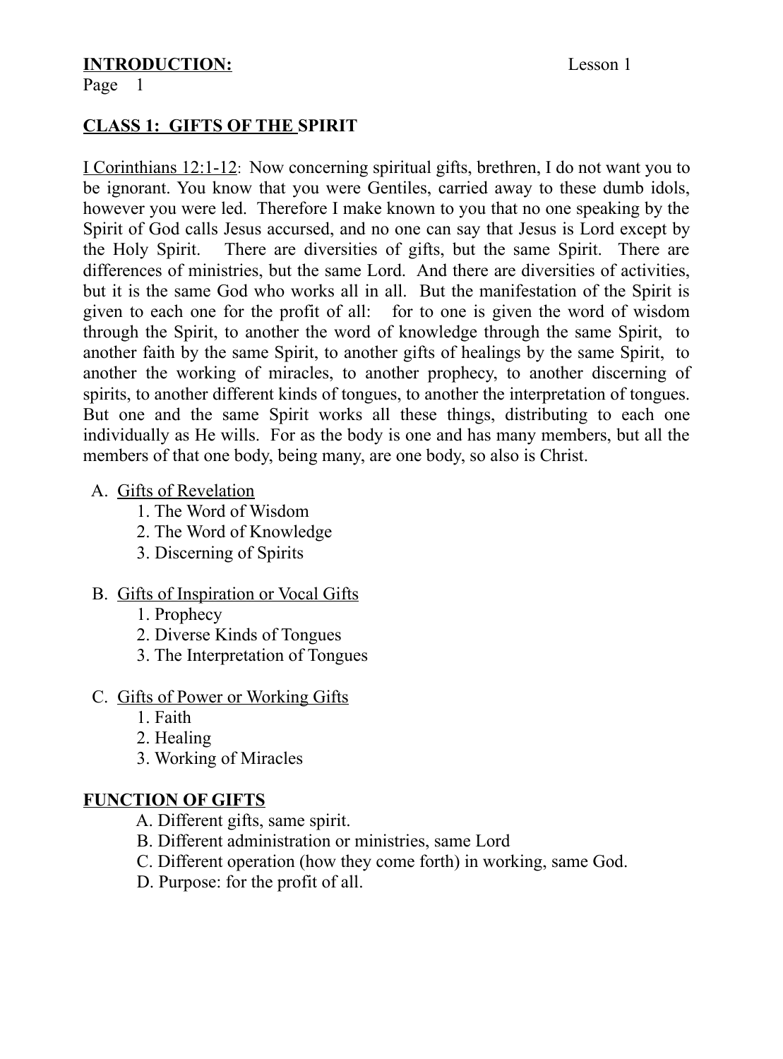**INTRODUCTION:** Lesson 1

## CLASS 1: GIFTS OF THE SPIRIT

I Corinthians 12:1-12: Now concerning spiritual gifts, brethren, I do not want you to be ignorant. You know that you were Gentiles, carried away to these dumb idols, however you were led. Therefore I make known to you that no one speaking by the Spirit of God calls Jesus accursed, and no one can say that Jesus is Lord except by the Holy Spirit. There are diversities of gifts, but the same Spirit. There are differences of ministries, but the same Lord. And there are diversities of activities, but it is the same God who works all in all. But the manifestation of the Spirit is given to each one for the profit of all: for to one is given the word of wisdom through the Spirit, to another the word of knowledge through the same Spirit, to another faith by the same Spirit, to another gifts of healings by the same Spirit, to another the working of miracles, to another prophecy, to another discerning of spirits, to another different kinds of tongues, to another the interpretation of tongues. But one and the same Spirit works all these things, distributing to each one individually as He wills. For as the body is one and has many members, but all the members of that one body, being many, are one body, so also is Christ.

A. Gifts of Revelation
   1. The Word of Wisdom
   2. The Word of Knowledge
   3. Discerning of Spirits

B. Gifts of Inspiration or Vocal Gifts
   1. Prophecy
   2. Diverse Kinds of Tongues
   3. The Interpretation of Tongues

C. Gifts of Power or Working Gifts
   1. Faith
   2. Healing
   3. Working of Miracles

### FUNCTION OF GIFTS

A. Different gifts, same spirit.
B. Different administration or ministries, same Lord
C. Different operation (how they come forth) in working, same God.
D. Purpose: for the profit of all.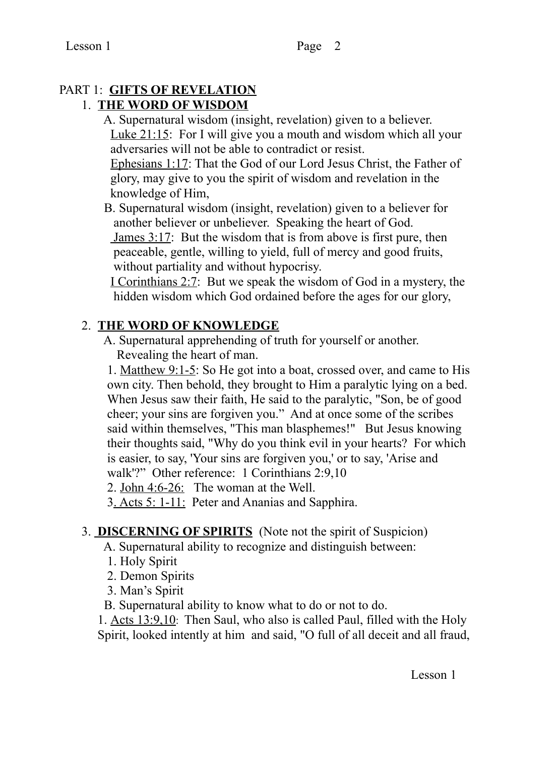PART 1: **<u>GIFTS OF REVELATION</u>**

1. **<u>THE WORD OF WISDOM</u>**

A. Supernatural wisdom (insight, revelation) given to a believer.
<u>Luke 21:15</u>: For I will give you a mouth and wisdom which all your adversaries will not be able to contradict or resist.
<u>Ephesians 1:17</u>: That the God of our Lord Jesus Christ, the Father of glory, may give to you the spirit of wisdom and revelation in the knowledge of Him,

B. Supernatural wisdom (insight, revelation) given to a believer for another believer or unbeliever. Speaking the heart of God.
<u>James 3:17</u>: But the wisdom that is from above is first pure, then peaceable, gentle, willing to yield, full of mercy and good fruits, without partiality and without hypocrisy.
<u>I Corinthians 2:7</u>: But we speak the wisdom of God in a mystery, the hidden wisdom which God ordained before the ages for our glory,

2. **<u>THE WORD OF KNOWLEDGE</u>**

A. Supernatural apprehending of truth for yourself or another. Revealing the heart of man.

1. <u>Matthew 9:1-5</u>: So He got into a boat, crossed over, and came to His own city. Then behold, they brought to Him a paralytic lying on a bed. When Jesus saw their faith, He said to the paralytic, "Son, be of good cheer; your sins are forgiven you." And at once some of the scribes said within themselves, "This man blasphemes!" But Jesus knowing their thoughts said, "Why do you think evil in your hearts? For which is easier, to say, 'Your sins are forgiven you,' or to say, 'Arise and walk'?" Other reference: 1 Corinthians 2:9,10
2. <u>John 4:6-26:</u> The woman at the Well.
3. <u>Acts 5: 1-11:</u> Peter and Ananias and Sapphira.

3. **<u>DISCERNING OF SPIRITS</u>** (Note not the spirit of Suspicion)

A. Supernatural ability to recognize and distinguish between:

1. Holy Spirit
2. Demon Spirits
3. Man's Spirit

B. Supernatural ability to know what to do or not to do.

1. <u>Acts 13:9,10</u>: Then Saul, who also is called Paul, filled with the Holy Spirit, looked intently at him and said, "O full of all deceit and all fraud,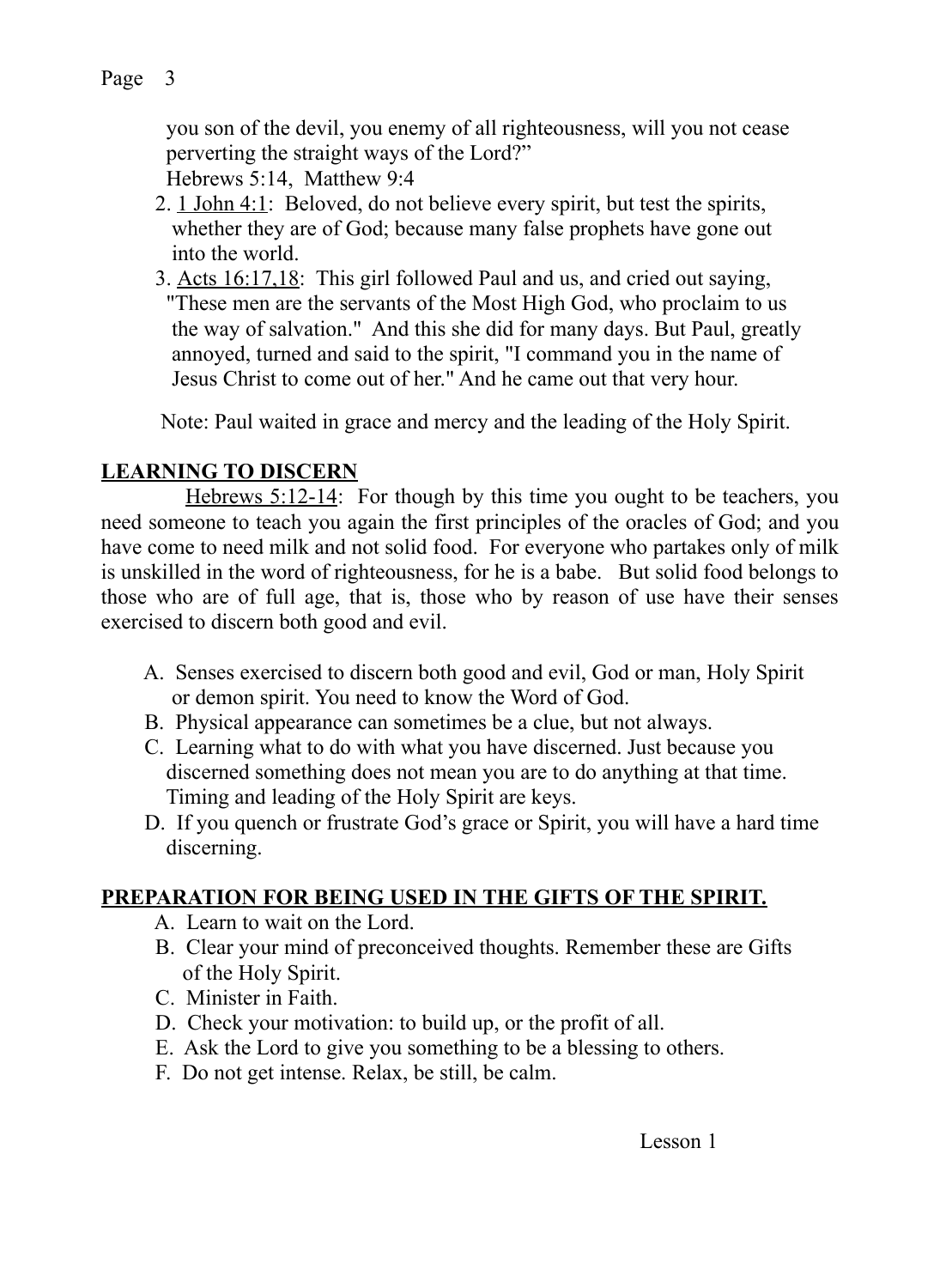you son of the devil, you enemy of all righteousness, will you not cease perverting the straight ways of the Lord?"
Hebrews 5:14, Matthew 9:4

2. <u>1 John 4:1</u>: Beloved, do not believe every spirit, but test the spirits, whether they are of God; because many false prophets have gone out into the world.
3. <u>Acts 16:17,18</u>: This girl followed Paul and us, and cried out saying, "These men are the servants of the Most High God, who proclaim to us the way of salvation." And this she did for many days. But Paul, greatly annoyed, turned and said to the spirit, "I command you in the name of Jesus Christ to come out of her." And he came out that very hour.

Note: Paul waited in grace and mercy and the leading of the Holy Spirit.

## LEARNING TO DISCERN

<u>Hebrews 5:12-14</u>: For though by this time you ought to be teachers, you need someone to teach you again the first principles of the oracles of God; and you have come to need milk and not solid food. For everyone who partakes only of milk is unskilled in the word of righteousness, for he is a babe. But solid food belongs to those who are of full age, that is, those who by reason of use have their senses exercised to discern both good and evil.

A. Senses exercised to discern both good and evil, God or man, Holy Spirit or demon spirit. You need to know the Word of God.
B. Physical appearance can sometimes be a clue, but not always.
C. Learning what to do with what you have discerned. Just because you discerned something does not mean you are to do anything at that time. Timing and leading of the Holy Spirit are keys.
D. If you quench or frustrate God's grace or Spirit, you will have a hard time discerning.

## PREPARATION FOR BEING USED IN THE GIFTS OF THE SPIRIT.

A. Learn to wait on the Lord.
B. Clear your mind of preconceived thoughts. Remember these are Gifts of the Holy Spirit.
C. Minister in Faith.
D. Check your motivation: to build up, or the profit of all.
E. Ask the Lord to give you something to be a blessing to others.
F. Do not get intense. Relax, be still, be calm.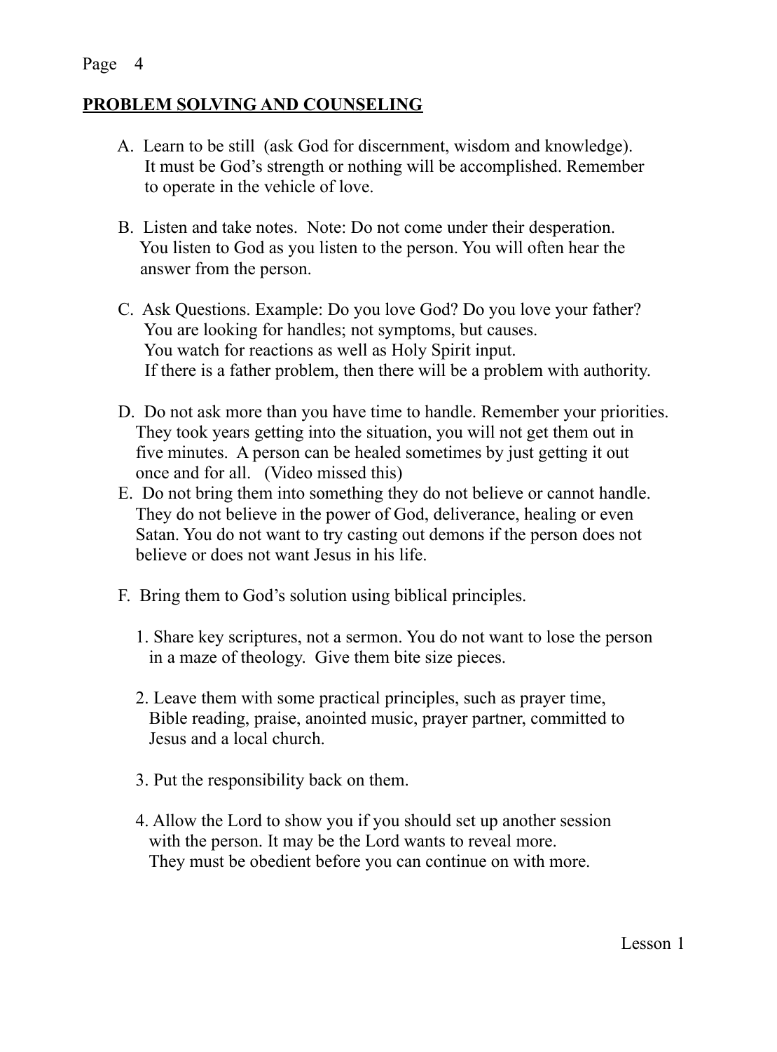## PROBLEM SOLVING AND COUNSELING

A. Learn to be still (ask God for discernment, wisdom and knowledge). It must be God's strength or nothing will be accomplished. Remember to operate in the vehicle of love.

B. Listen and take notes. Note: Do not come under their desperation. You listen to God as you listen to the person. You will often hear the answer from the person.

C. Ask Questions. Example: Do you love God? Do you love your father? You are looking for handles; not symptoms, but causes. You watch for reactions as well as Holy Spirit input. If there is a father problem, then there will be a problem with authority.

D. Do not ask more than you have time to handle. Remember your priorities. They took years getting into the situation, you will not get them out in five minutes. A person can be healed sometimes by just getting it out once and for all. (Video missed this)

E. Do not bring them into something they do not believe or cannot handle. They do not believe in the power of God, deliverance, healing or even Satan. You do not want to try casting out demons if the person does not believe or does not want Jesus in his life.

F. Bring them to God's solution using biblical principles.

1. Share key scriptures, not a sermon. You do not want to lose the person in a maze of theology. Give them bite size pieces.

2. Leave them with some practical principles, such as prayer time, Bible reading, praise, anointed music, prayer partner, committed to Jesus and a local church.

3. Put the responsibility back on them.

4. Allow the Lord to show you if you should set up another session with the person. It may be the Lord wants to reveal more. They must be obedient before you can continue on with more.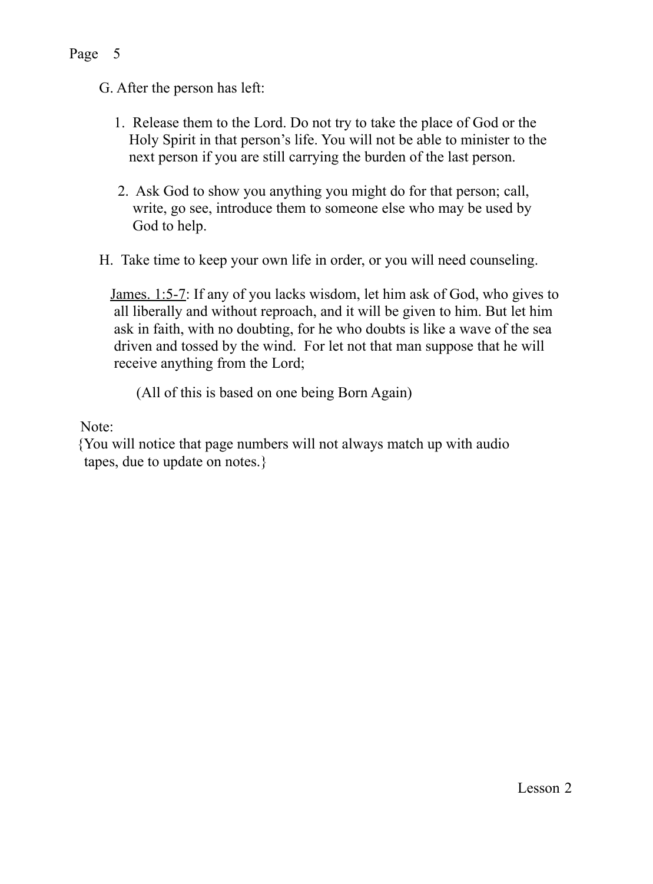G. After the person has left:

1. Release them to the Lord. Do not try to take the place of God or the Holy Spirit in that person's life. You will not be able to minister to the next person if you are still carrying the burden of the last person.

2. Ask God to show you anything you might do for that person; call, write, go see, introduce them to someone else who may be used by God to help.

H. Take time to keep your own life in order, or you will need counseling.

<u>James. 1:5-7</u>: If any of you lacks wisdom, let him ask of God, who gives to all liberally and without reproach, and it will be given to him. But let him ask in faith, with no doubting, for he who doubts is like a wave of the sea driven and tossed by the wind. For let not that man suppose that he will receive anything from the Lord;

(All of this is based on one being Born Again)

Note:
{You will notice that page numbers will not always match up with audio tapes, due to update on notes.}

Lesson 2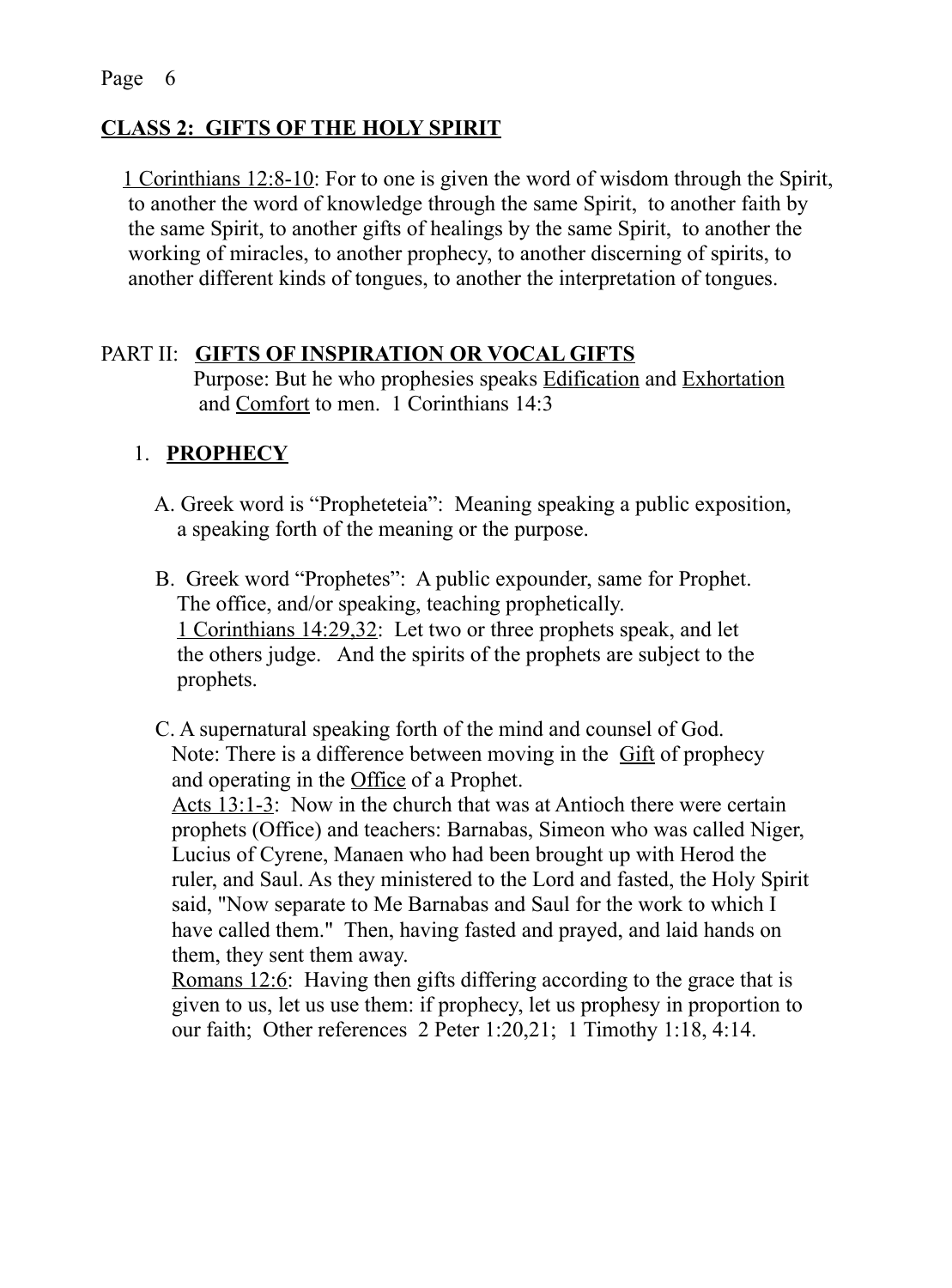## CLASS 2: GIFTS OF THE HOLY SPIRIT

1 Corinthians 12:8-10: For to one is given the word of wisdom through the Spirit, to another the word of knowledge through the same Spirit, to another faith by the same Spirit, to another gifts of healings by the same Spirit, to another the working of miracles, to another prophecy, to another discerning of spirits, to another different kinds of tongues, to another the interpretation of tongues.

### PART II: GIFTS OF INSPIRATION OR VOCAL GIFTS

Purpose: But he who prophesies speaks Edification and Exhortation and Comfort to men. 1 Corinthians 14:3

#### 1. PROPHECY

A. Greek word is “Propheteteia”: Meaning speaking a public exposition, a speaking forth of the meaning or the purpose.

B. Greek word “Prophetes”: A public expounder, same for Prophet. The office, and/or speaking, teaching prophetically.
1 Corinthians 14:29,32: Let two or three prophets speak, and let the others judge. And the spirits of the prophets are subject to the prophets.

C. A supernatural speaking forth of the mind and counsel of God.
Note: There is a difference between moving in the Gift of prophecy and operating in the Office of a Prophet.
Acts 13:1-3: Now in the church that was at Antioch there were certain prophets (Office) and teachers: Barnabas, Simeon who was called Niger, Lucius of Cyrene, Manaen who had been brought up with Herod the ruler, and Saul. As they ministered to the Lord and fasted, the Holy Spirit said, "Now separate to Me Barnabas and Saul for the work to which I have called them." Then, having fasted and prayed, and laid hands on them, they sent them away.
Romans 12:6: Having then gifts differing according to the grace that is given to us, let us use them: if prophecy, let us prophesy in proportion to our faith; Other references 2 Peter 1:20,21; 1 Timothy 1:18, 4:14.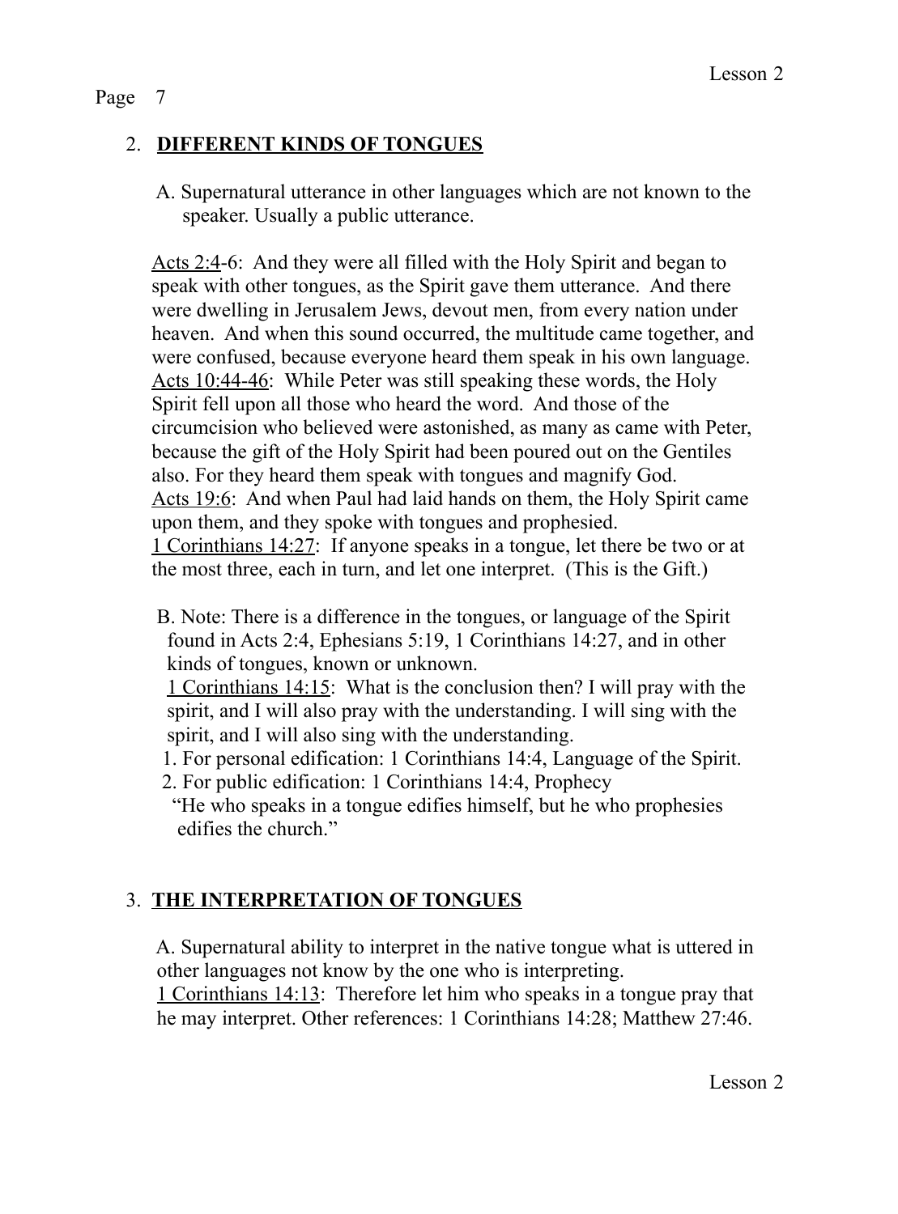## 2. DIFFERENT KINDS OF TONGUES

A. Supernatural utterance in other languages which are not known to the speaker. Usually a public utterance.

<u>Acts 2:4</u>-6: And they were all filled with the Holy Spirit and began to speak with other tongues, as the Spirit gave them utterance. And there were dwelling in Jerusalem Jews, devout men, from every nation under heaven. And when this sound occurred, the multitude came together, and were confused, because everyone heard them speak in his own language.
<u>Acts 10:44-46</u>: While Peter was still speaking these words, the Holy Spirit fell upon all those who heard the word. And those of the circumcision who believed were astonished, as many as came with Peter, because the gift of the Holy Spirit had been poured out on the Gentiles also. For they heard them speak with tongues and magnify God.
<u>Acts 19:6</u>: And when Paul had laid hands on them, the Holy Spirit came upon them, and they spoke with tongues and prophesied.
<u>1 Corinthians 14:27</u>: If anyone speaks in a tongue, let there be two or at the most three, each in turn, and let one interpret. (This is the Gift.)

B. Note: There is a difference in the tongues, or language of the Spirit found in Acts 2:4, Ephesians 5:19, 1 Corinthians 14:27, and in other kinds of tongues, known or unknown.
<u>1 Corinthians 14:15</u>: What is the conclusion then? I will pray with the spirit, and I will also pray with the understanding. I will sing with the spirit, and I will also sing with the understanding.

1. For personal edification: 1 Corinthians 14:4, Language of the Spirit.
2. For public edification: 1 Corinthians 14:4, Prophecy
   "He who speaks in a tongue edifies himself, but he who prophesies edifies the church."

## 3. THE INTERPRETATION OF TONGUES

A. Supernatural ability to interpret in the native tongue what is uttered in other languages not know by the one who is interpreting.
<u>1 Corinthians 14:13</u>: Therefore let him who speaks in a tongue pray that he may interpret. Other references: 1 Corinthians 14:28; Matthew 27:46.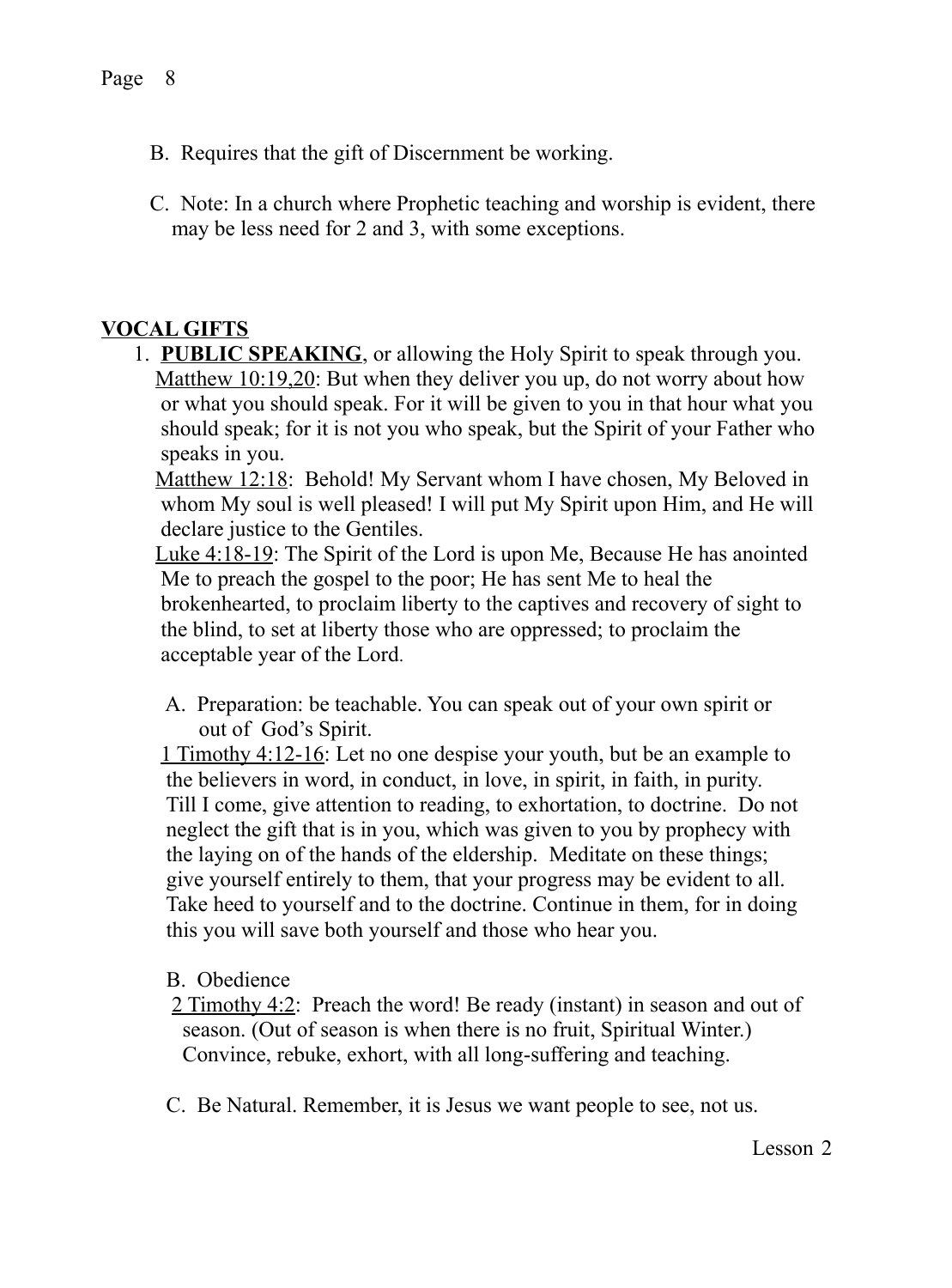B. Requires that the gift of Discernment be working.

C. Note: In a church where Prophetic teaching and worship is evident, there may be less need for 2 and 3, with some exceptions.

## VOCAL GIFTS

1. **PUBLIC SPEAKING**, or allowing the Holy Spirit to speak through you.
   Matthew 10:19,20: But when they deliver you up, do not worry about how or what you should speak. For it will be given to you in that hour what you should speak; for it is not you who speak, but the Spirit of your Father who speaks in you.
   Matthew 12:18: Behold! My Servant whom I have chosen, My Beloved in whom My soul is well pleased! I will put My Spirit upon Him, and He will declare justice to the Gentiles.
   Luke 4:18-19: The Spirit of the Lord is upon Me, Because He has anointed Me to preach the gospel to the poor; He has sent Me to heal the brokenhearted, to proclaim liberty to the captives and recovery of sight to the blind, to set at liberty those who are oppressed; to proclaim the acceptable year of the Lord.

   A. Preparation: be teachable. You can speak out of your own spirit or out of God's Spirit.
   1 Timothy 4:12-16: Let no one despise your youth, but be an example to the believers in word, in conduct, in love, in spirit, in faith, in purity. Till I come, give attention to reading, to exhortation, to doctrine. Do not neglect the gift that is in you, which was given to you by prophecy with the laying on of the hands of the eldership. Meditate on these things; give yourself entirely to them, that your progress may be evident to all. Take heed to yourself and to the doctrine. Continue in them, for in doing this you will save both yourself and those who hear you.

   B. Obedience
   2 Timothy 4:2: Preach the word! Be ready (instant) in season and out of season. (Out of season is when there is no fruit, Spiritual Winter.) Convince, rebuke, exhort, with all long-suffering and teaching.

   C. Be Natural. Remember, it is Jesus we want people to see, not us.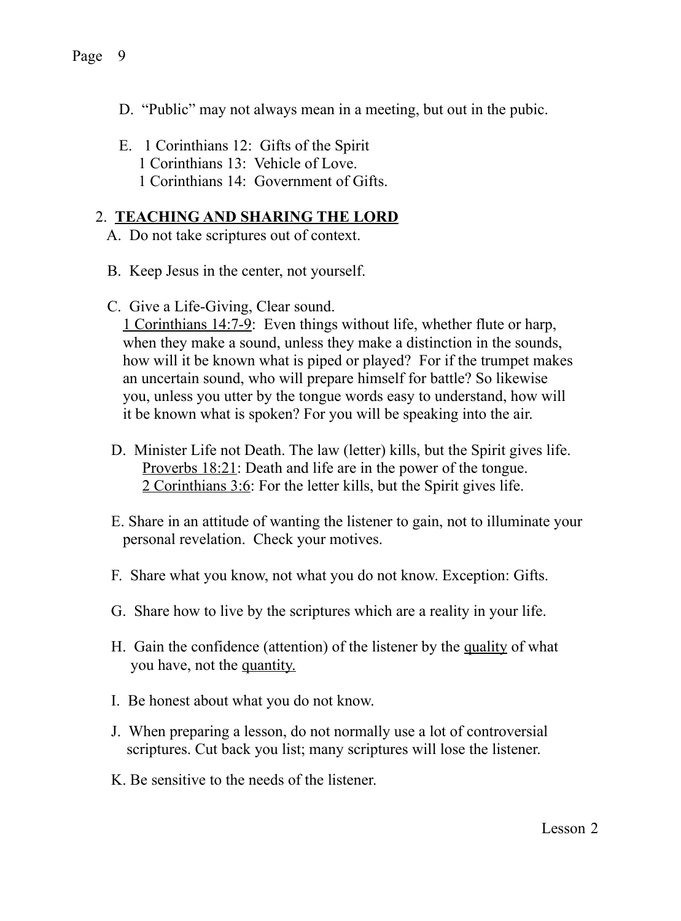D. “Public” may not always mean in a meeting, but out in the pubic.

E. 1 Corinthians 12: Gifts of the Spirit
   1 Corinthians 13: Vehicle of Love.
   1 Corinthians 14: Government of Gifts.

2. **<u>TEACHING AND SHARING THE LORD</u>**

A. Do not take scriptures out of context.

B. Keep Jesus in the center, not yourself.

C. Give a Life-Giving, Clear sound.
<u>1 Corinthians 14:7-9</u>: Even things without life, whether flute or harp, when they make a sound, unless they make a distinction in the sounds, how will it be known what is piped or played? For if the trumpet makes an uncertain sound, who will prepare himself for battle? So likewise you, unless you utter by the tongue words easy to understand, how will it be known what is spoken? For you will be speaking into the air.

D. Minister Life not Death. The law (letter) kills, but the Spirit gives life.
<u>Proverbs 18:21</u>: Death and life are in the power of the tongue.
<u>2 Corinthians 3:6</u>: For the letter kills, but the Spirit gives life.

E. Share in an attitude of wanting the listener to gain, not to illuminate your personal revelation. Check your motives.

F. Share what you know, not what you do not know. Exception: Gifts.

G. Share how to live by the scriptures which are a reality in your life.

H. Gain the confidence (attention) of the listener by the <u>quality</u> of what you have, not the <u>quantity.</u>

I. Be honest about what you do not know.

J. When preparing a lesson, do not normally use a lot of controversial scriptures. Cut back you list; many scriptures will lose the listener.

K. Be sensitive to the needs of the listener.

Lesson 2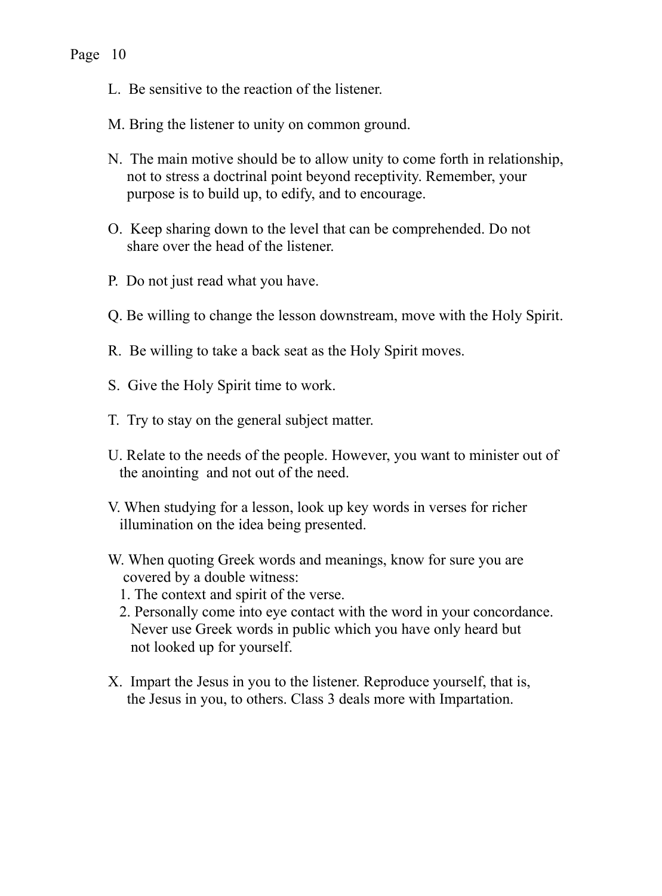L. Be sensitive to the reaction of the listener.

M. Bring the listener to unity on common ground.

N. The main motive should be to allow unity to come forth in relationship, not to stress a doctrinal point beyond receptivity. Remember, your purpose is to build up, to edify, and to encourage.

O. Keep sharing down to the level that can be comprehended. Do not share over the head of the listener.

P. Do not just read what you have.

Q. Be willing to change the lesson downstream, move with the Holy Spirit.

R. Be willing to take a back seat as the Holy Spirit moves.

S. Give the Holy Spirit time to work.

T. Try to stay on the general subject matter.

U. Relate to the needs of the people. However, you want to minister out of the anointing and not out of the need.

V. When studying for a lesson, look up key words in verses for richer illumination on the idea being presented.

W. When quoting Greek words and meanings, know for sure you are covered by a double witness:
   1. The context and spirit of the verse.
   2. Personally come into eye contact with the word in your concordance. Never use Greek words in public which you have only heard but not looked up for yourself.

X. Impart the Jesus in you to the listener. Reproduce yourself, that is, the Jesus in you, to others. Class 3 deals more with Impartation.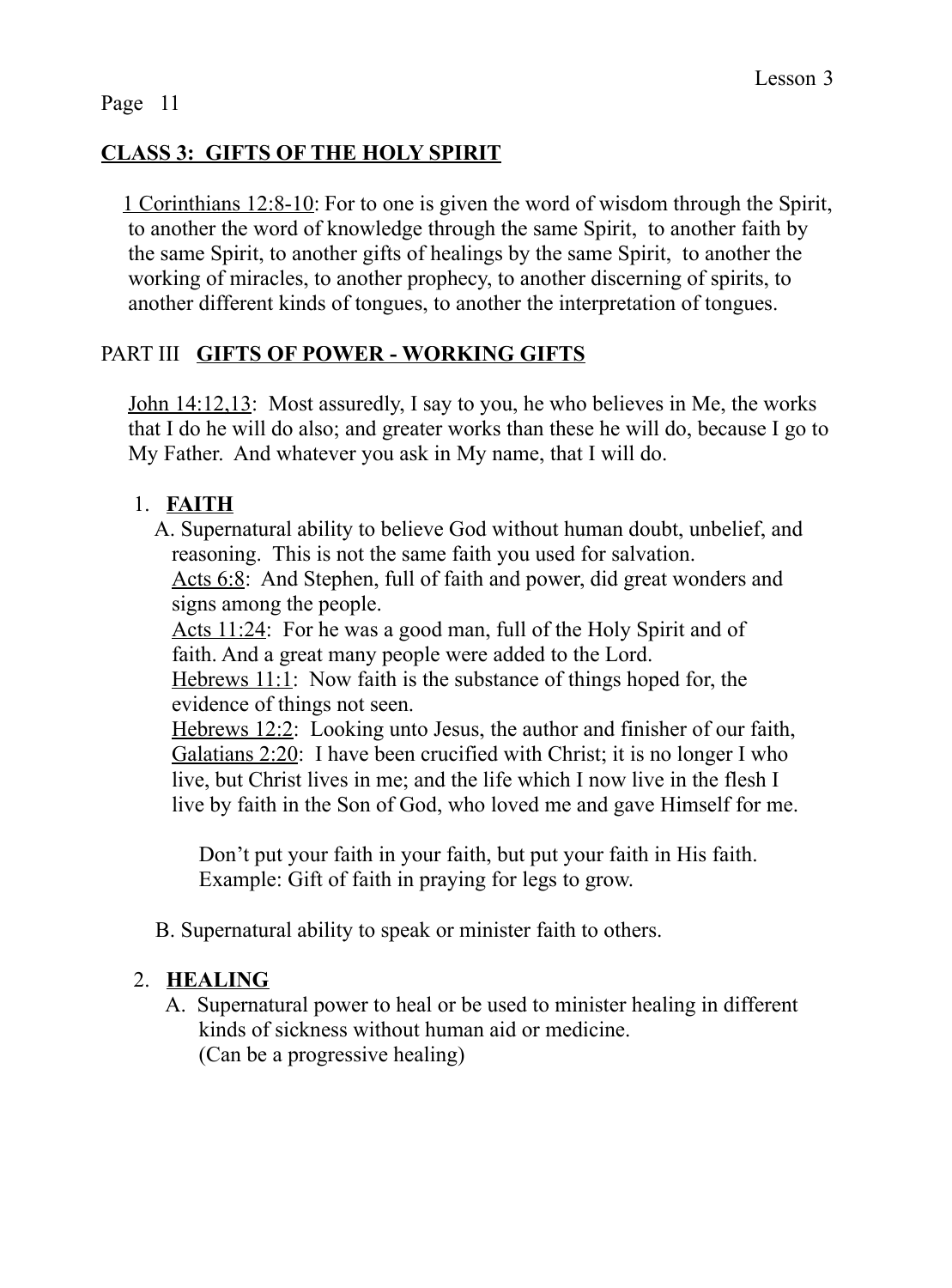## CLASS 3: GIFTS OF THE HOLY SPIRIT

1 Corinthians 12:8-10: For to one is given the word of wisdom through the Spirit, to another the word of knowledge through the same Spirit, to another faith by the same Spirit, to another gifts of healings by the same Spirit, to another the working of miracles, to another prophecy, to another discerning of spirits, to another different kinds of tongues, to another the interpretation of tongues.

### PART III **GIFTS OF POWER - WORKING GIFTS**

John 14:12,13: Most assuredly, I say to you, he who believes in Me, the works that I do he will do also; and greater works than these he will do, because I go to My Father. And whatever you ask in My name, that I will do.

1. **FAITH**

   A. Supernatural ability to believe God without human doubt, unbelief, and reasoning. This is not the same faith you used for salvation.
   Acts 6:8: And Stephen, full of faith and power, did great wonders and signs among the people.
   Acts 11:24: For he was a good man, full of the Holy Spirit and of faith. And a great many people were added to the Lord.
   Hebrews 11:1: Now faith is the substance of things hoped for, the evidence of things not seen.
   Hebrews 12:2: Looking unto Jesus, the author and finisher of our faith,
   Galatians 2:20: I have been crucified with Christ; it is no longer I who live, but Christ lives in me; and the life which I now live in the flesh I live by faith in the Son of God, who loved me and gave Himself for me.

   Don't put your faith in your faith, but put your faith in His faith.
   Example: Gift of faith in praying for legs to grow.

   B. Supernatural ability to speak or minister faith to others.

2. **HEALING**

   A. Supernatural power to heal or be used to minister healing in different kinds of sickness without human aid or medicine.
   (Can be a progressive healing)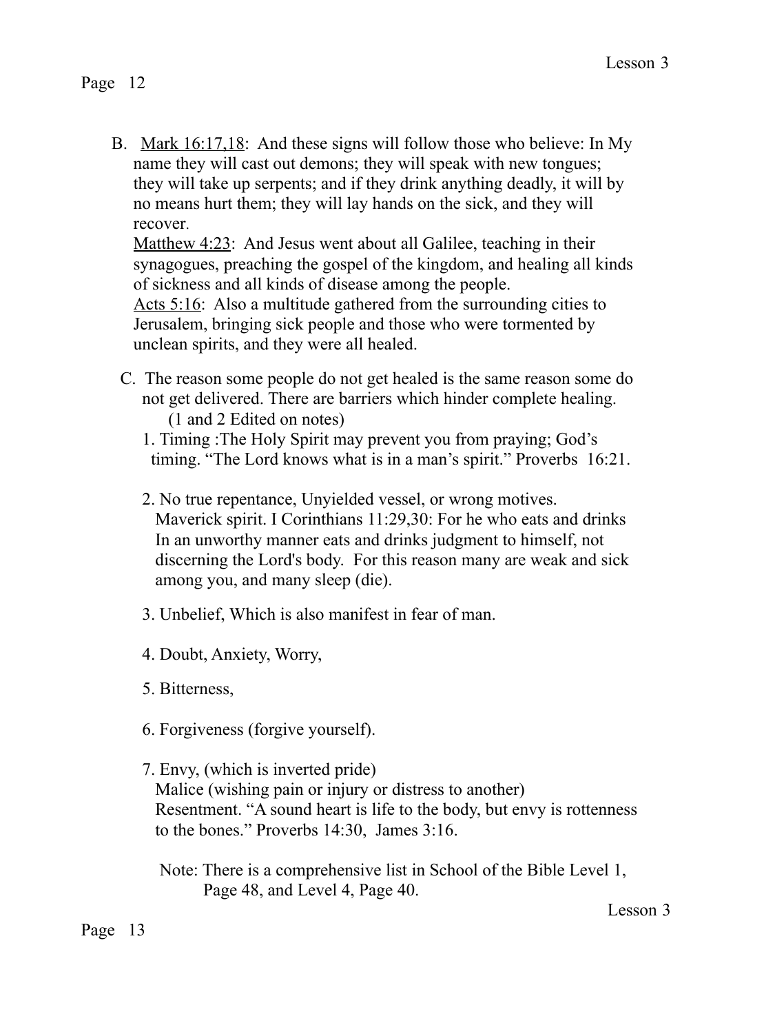B. <u>Mark 16:17,18</u>: And these signs will follow those who believe: In My name they will cast out demons; they will speak with new tongues; they will take up serpents; and if they drink anything deadly, it will by no means hurt them; they will lay hands on the sick, and they will recover.
<u>Matthew 4:23</u>: And Jesus went about all Galilee, teaching in their synagogues, preaching the gospel of the kingdom, and healing all kinds of sickness and all kinds of disease among the people.
<u>Acts 5:16</u>: Also a multitude gathered from the surrounding cities to Jerusalem, bringing sick people and those who were tormented by unclean spirits, and they were all healed.

C. The reason some people do not get healed is the same reason some do not get delivered. There are barriers which hinder complete healing.
(1 and 2 Edited on notes)

1. Timing :The Holy Spirit may prevent you from praying; God's timing. "The Lord knows what is in a man's spirit." Proverbs 16:21.

2. No true repentance, Unyielded vessel, or wrong motives. Maverick spirit. I Corinthians 11:29,30: For he who eats and drinks In an unworthy manner eats and drinks judgment to himself, not discerning the Lord's body. For this reason many are weak and sick among you, and many sleep (die).

3. Unbelief, Which is also manifest in fear of man.

4. Doubt, Anxiety, Worry,

5. Bitterness,

6. Forgiveness (forgive yourself).

7. Envy, (which is inverted pride)
Malice (wishing pain or injury or distress to another)
Resentment. "A sound heart is life to the body, but envy is rottenness to the bones." Proverbs 14:30, James 3:16.

Note: There is a comprehensive list in School of the Bible Level 1, Page 48, and Level 4, Page 40.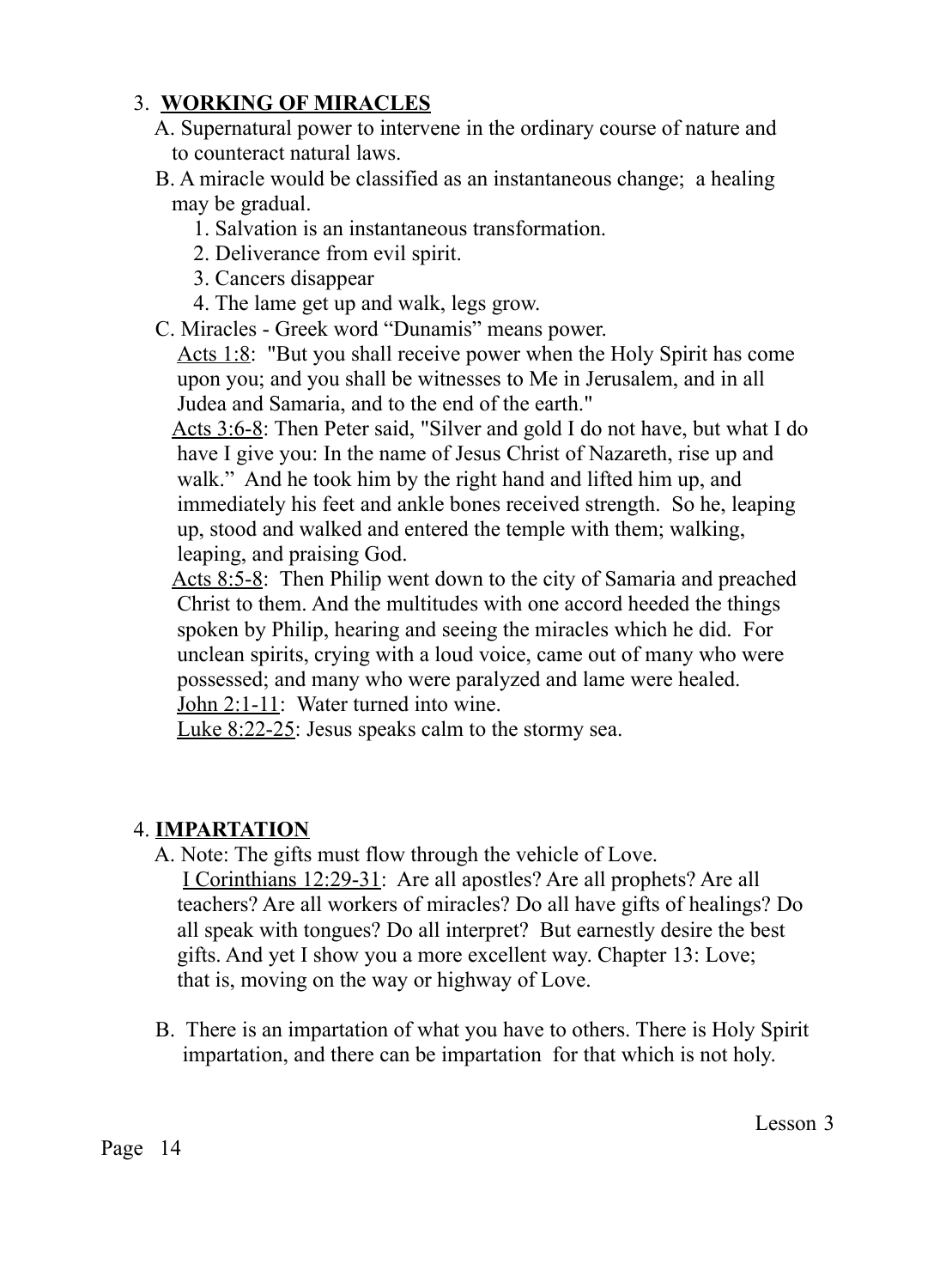3. **<u>WORKING OF MIRACLES</u>**

A. Supernatural power to intervene in the ordinary course of nature and to counteract natural laws.

B. A miracle would be classified as an instantaneous change; a healing may be gradual.

1. Salvation is an instantaneous transformation.
2. Deliverance from evil spirit.
3. Cancers disappear
4. The lame get up and walk, legs grow.

C. Miracles - Greek word "Dunamis" means power.

<u>Acts 1:8</u>: "But you shall receive power when the Holy Spirit has come upon you; and you shall be witnesses to Me in Jerusalem, and in all Judea and Samaria, and to the end of the earth."

<u>Acts 3:6-8</u>: Then Peter said, "Silver and gold I do not have, but what I do have I give you: In the name of Jesus Christ of Nazareth, rise up and walk." And he took him by the right hand and lifted him up, and immediately his feet and ankle bones received strength. So he, leaping up, stood and walked and entered the temple with them; walking, leaping, and praising God.

<u>Acts 8:5-8</u>: Then Philip went down to the city of Samaria and preached Christ to them. And the multitudes with one accord heeded the things spoken by Philip, hearing and seeing the miracles which he did. For unclean spirits, crying with a loud voice, came out of many who were possessed; and many who were paralyzed and lame were healed.

<u>John 2:1-11</u>: Water turned into wine.

<u>Luke 8:22-25</u>: Jesus speaks calm to the stormy sea.

4. **<u>IMPARTATION</u>**

A. Note: The gifts must flow through the vehicle of Love.

<u>I Corinthians 12:29-31</u>: Are all apostles? Are all prophets? Are all teachers? Are all workers of miracles? Do all have gifts of healings? Do all speak with tongues? Do all interpret? But earnestly desire the best gifts. And yet I show you a more excellent way. Chapter 13: Love; that is, moving on the way or highway of Love.

B. There is an impartation of what you have to others. There is Holy Spirit impartation, and there can be impartation for that which is not holy.

Lesson 3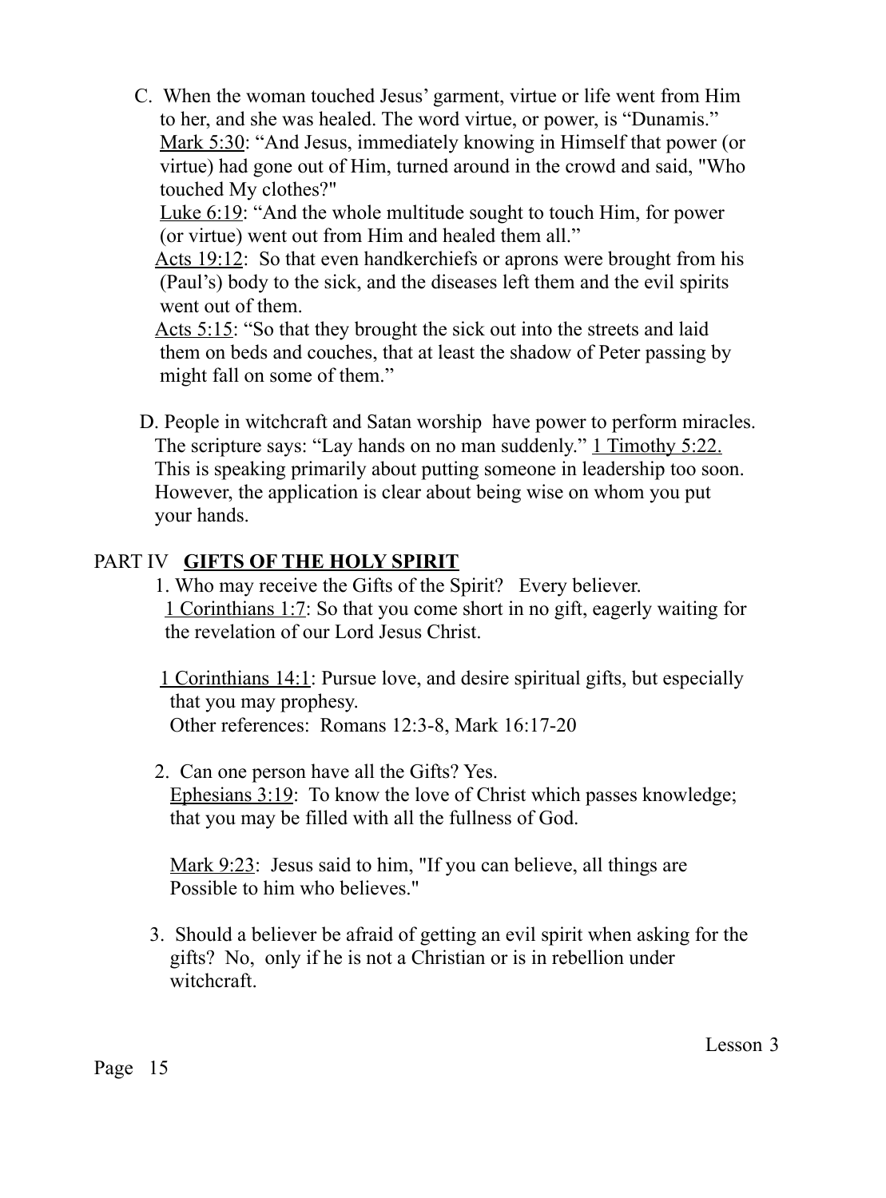C. When the woman touched Jesus' garment, virtue or life went from Him to her, and she was healed. The word virtue, or power, is "Dunamis."

<u>Mark 5:30</u>: "And Jesus, immediately knowing in Himself that power (or virtue) had gone out of Him, turned around in the crowd and said, "Who touched My clothes?"

<u>Luke 6:19</u>: "And the whole multitude sought to touch Him, for power (or virtue) went out from Him and healed them all."

<u>Acts 19:12</u>: So that even handkerchiefs or aprons were brought from his (Paul's) body to the sick, and the diseases left them and the evil spirits went out of them.

<u>Acts 5:15</u>: "So that they brought the sick out into the streets and laid them on beds and couches, that at least the shadow of Peter passing by might fall on some of them."

D. People in witchcraft and Satan worship have power to perform miracles. The scripture says: "Lay hands on no man suddenly." <u>1 Timothy 5:22.</u> This is speaking primarily about putting someone in leadership too soon. However, the application is clear about being wise on whom you put your hands.

## PART IV <u>**GIFTS OF THE HOLY SPIRIT**</u>

1. Who may receive the Gifts of the Spirit? Every believer.

   <u>1 Corinthians 1:7</u>: So that you come short in no gift, eagerly waiting for the revelation of our Lord Jesus Christ.

   <u>1 Corinthians 14:1</u>: Pursue love, and desire spiritual gifts, but especially that you may prophesy.

   Other references: Romans 12:3-8, Mark 16:17-20

2. Can one person have all the Gifts? Yes.

   <u>Ephesians 3:19</u>: To know the love of Christ which passes knowledge; that you may be filled with all the fullness of God.

   <u>Mark 9:23</u>: Jesus said to him, "If you can believe, all things are Possible to him who believes."

3. Should a believer be afraid of getting an evil spirit when asking for the gifts? No, only if he is not a Christian or is in rebellion under witchcraft.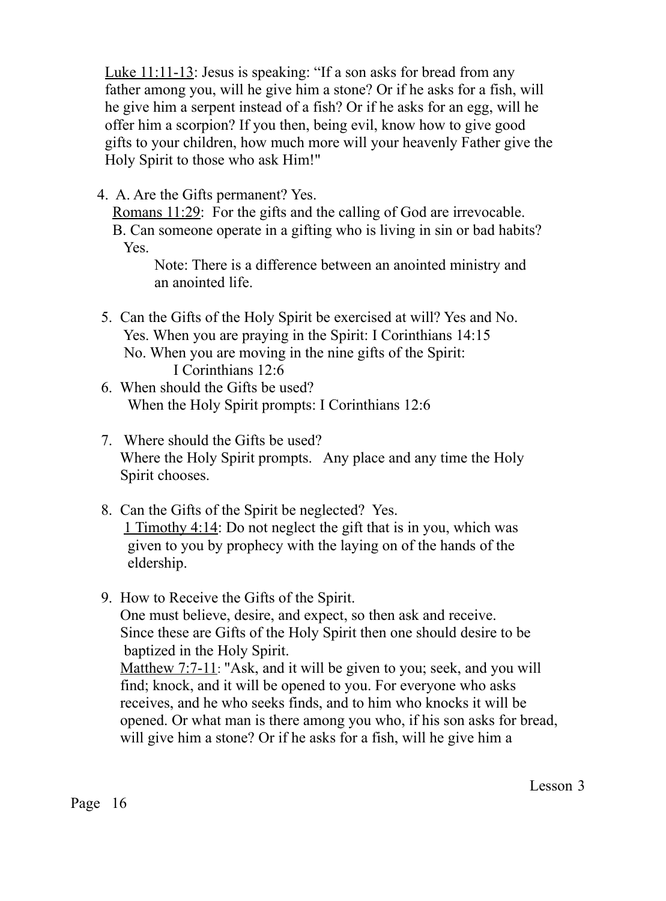Luke 11:11-13: Jesus is speaking: "If a son asks for bread from any father among you, will he give him a stone? Or if he asks for a fish, will he give him a serpent instead of a fish? Or if he asks for an egg, will he offer him a scorpion? If you then, being evil, know how to give good gifts to your children, how much more will your heavenly Father give the Holy Spirit to those who ask Him!"

4. A. Are the Gifts permanent? Yes.
   Romans 11:29: For the gifts and the calling of God are irrevocable.
   B. Can someone operate in a gifting who is living in sin or bad habits? Yes.
   Note: There is a difference between an anointed ministry and an anointed life.

5. Can the Gifts of the Holy Spirit be exercised at will? Yes and No.
   Yes. When you are praying in the Spirit: I Corinthians 14:15
   No. When you are moving in the nine gifts of the Spirit: I Corinthians 12:6

6. When should the Gifts be used?
   When the Holy Spirit prompts: I Corinthians 12:6

7. Where should the Gifts be used?
   Where the Holy Spirit prompts. Any place and any time the Holy Spirit chooses.

8. Can the Gifts of the Spirit be neglected? Yes.
   1 Timothy 4:14: Do not neglect the gift that is in you, which was given to you by prophecy with the laying on of the hands of the eldership.

9. How to Receive the Gifts of the Spirit.
   One must believe, desire, and expect, so then ask and receive.
   Since these are Gifts of the Holy Spirit then one should desire to be baptized in the Holy Spirit.
   Matthew 7:7-11: "Ask, and it will be given to you; seek, and you will find; knock, and it will be opened to you. For everyone who asks receives, and he who seeks finds, and to him who knocks it will be opened. Or what man is there among you who, if his son asks for bread, will give him a stone? Or if he asks for a fish, will he give him a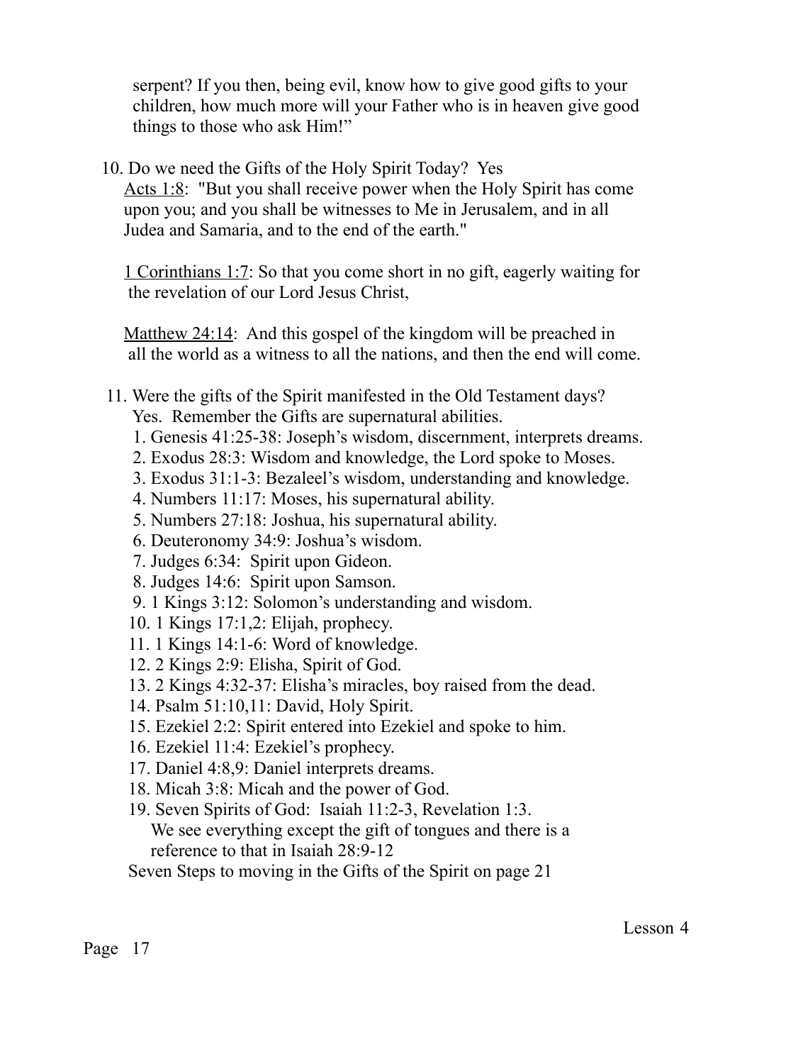serpent? If you then, being evil, know how to give good gifts to your children, how much more will your Father who is in heaven give good things to those who ask Him!"

10. Do we need the Gifts of the Holy Spirit Today? Yes

    Acts 1:8: "But you shall receive power when the Holy Spirit has come upon you; and you shall be witnesses to Me in Jerusalem, and in all Judea and Samaria, and to the end of the earth."

    1 Corinthians 1:7: So that you come short in no gift, eagerly waiting for the revelation of our Lord Jesus Christ,

    Matthew 24:14: And this gospel of the kingdom will be preached in all the world as a witness to all the nations, and then the end will come.

11. Were the gifts of the Spirit manifested in the Old Testament days? Yes. Remember the Gifts are supernatural abilities.
    1. Genesis 41:25-38: Joseph's wisdom, discernment, interprets dreams.
    2. Exodus 28:3: Wisdom and knowledge, the Lord spoke to Moses.
    3. Exodus 31:1-3: Bezaleel's wisdom, understanding and knowledge.
    4. Numbers 11:17: Moses, his supernatural ability.
    5. Numbers 27:18: Joshua, his supernatural ability.
    6. Deuteronomy 34:9: Joshua's wisdom.
    7. Judges 6:34: Spirit upon Gideon.
    8. Judges 14:6: Spirit upon Samson.
    9. 1 Kings 3:12: Solomon's understanding and wisdom.
    10. 1 Kings 17:1,2: Elijah, prophecy.
    11. 1 Kings 14:1-6: Word of knowledge.
    12. 2 Kings 2:9: Elisha, Spirit of God.
    13. 2 Kings 4:32-37: Elisha's miracles, boy raised from the dead.
    14. Psalm 51:10,11: David, Holy Spirit.
    15. Ezekiel 2:2: Spirit entered into Ezekiel and spoke to him.
    16. Ezekiel 11:4: Ezekiel's prophecy.
    17. Daniel 4:8,9: Daniel interprets dreams.
    18. Micah 3:8: Micah and the power of God.
    19. Seven Spirits of God: Isaiah 11:2-3, Revelation 1:3.
        We see everything except the gift of tongues and there is a reference to that in Isaiah 28:9-12

    Seven Steps to moving in the Gifts of the Spirit on page 21

Lesson 4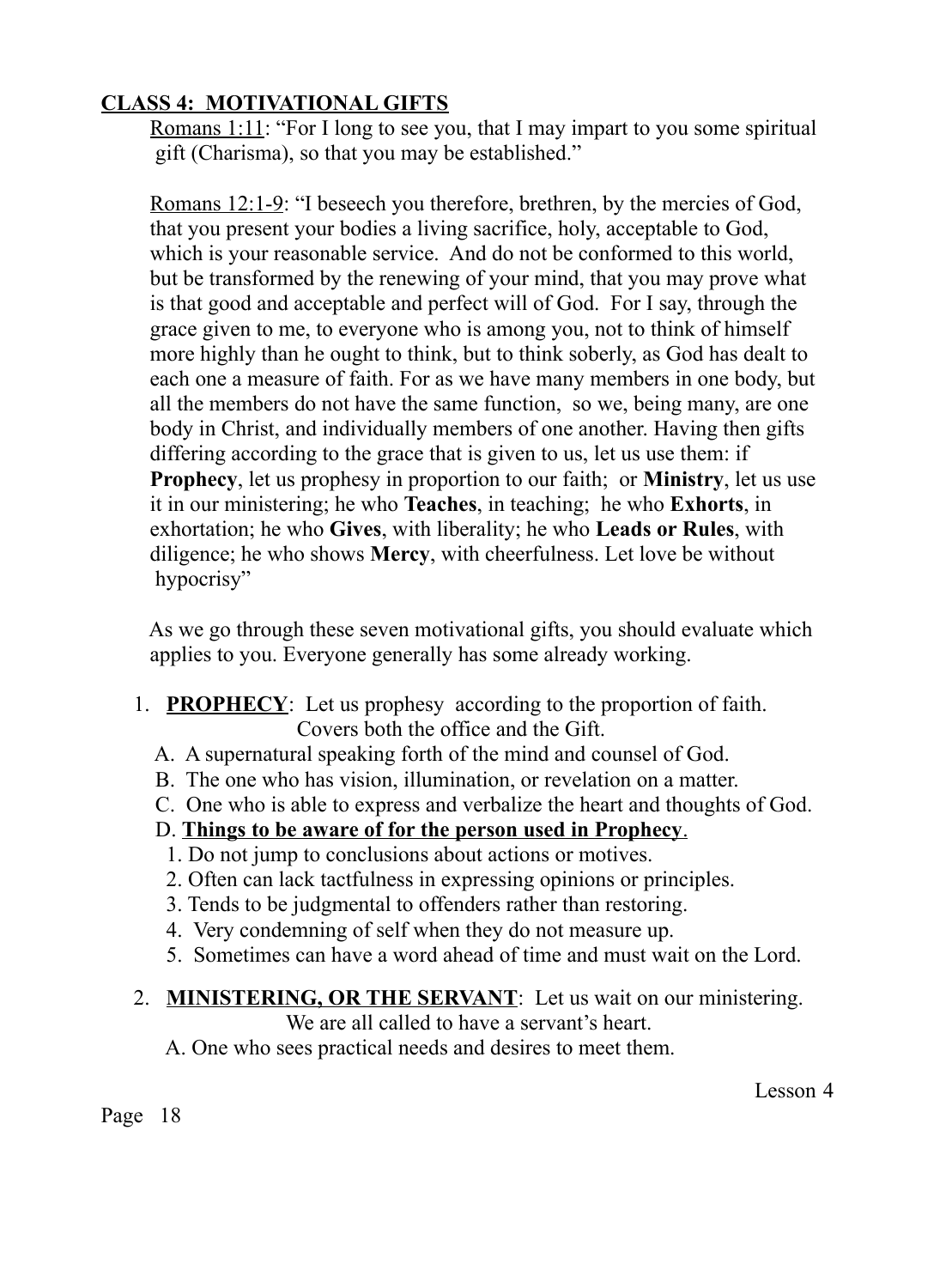**CLASS 4: MOTIVATIONAL GIFTS**

Romans 1:11: "For I long to see you, that I may impart to you some spiritual gift (Charisma), so that you may be established."

Romans 12:1-9: "I beseech you therefore, brethren, by the mercies of God, that you present your bodies a living sacrifice, holy, acceptable to God, which is your reasonable service. And do not be conformed to this world, but be transformed by the renewing of your mind, that you may prove what is that good and acceptable and perfect will of God. For I say, through the grace given to me, to everyone who is among you, not to think of himself more highly than he ought to think, but to think soberly, as God has dealt to each one a measure of faith. For as we have many members in one body, but all the members do not have the same function, so we, being many, are one body in Christ, and individually members of one another. Having then gifts differing according to the grace that is given to us, let us use them: if **Prophecy**, let us prophesy in proportion to our faith; or **Ministry**, let us use it in our ministering; he who **Teaches**, in teaching; he who **Exhorts**, in exhortation; he who **Gives**, with liberality; he who **Leads or Rules**, with diligence; he who shows **Mercy**, with cheerfulness. Let love be without hypocrisy"

As we go through these seven motivational gifts, you should evaluate which applies to you. Everyone generally has some already working.

1. **PROPHECY**: Let us prophesy according to the proportion of faith. Covers both the office and the Gift.
   - A. A supernatural speaking forth of the mind and counsel of God.
   - B. The one who has vision, illumination, or revelation on a matter.
   - C. One who is able to express and verbalize the heart and thoughts of God.
   - D. **Things to be aware of for the person used in Prophecy**.
     1. Do not jump to conclusions about actions or motives.
     2. Often can lack tactfulness in expressing opinions or principles.
     3. Tends to be judgmental to offenders rather than restoring.
     4. Very condemning of self when they do not measure up.
     5. Sometimes can have a word ahead of time and must wait on the Lord.

2. **MINISTERING, OR THE SERVANT**: Let us wait on our ministering. We are all called to have a servant's heart.
   - A. One who sees practical needs and desires to meet them.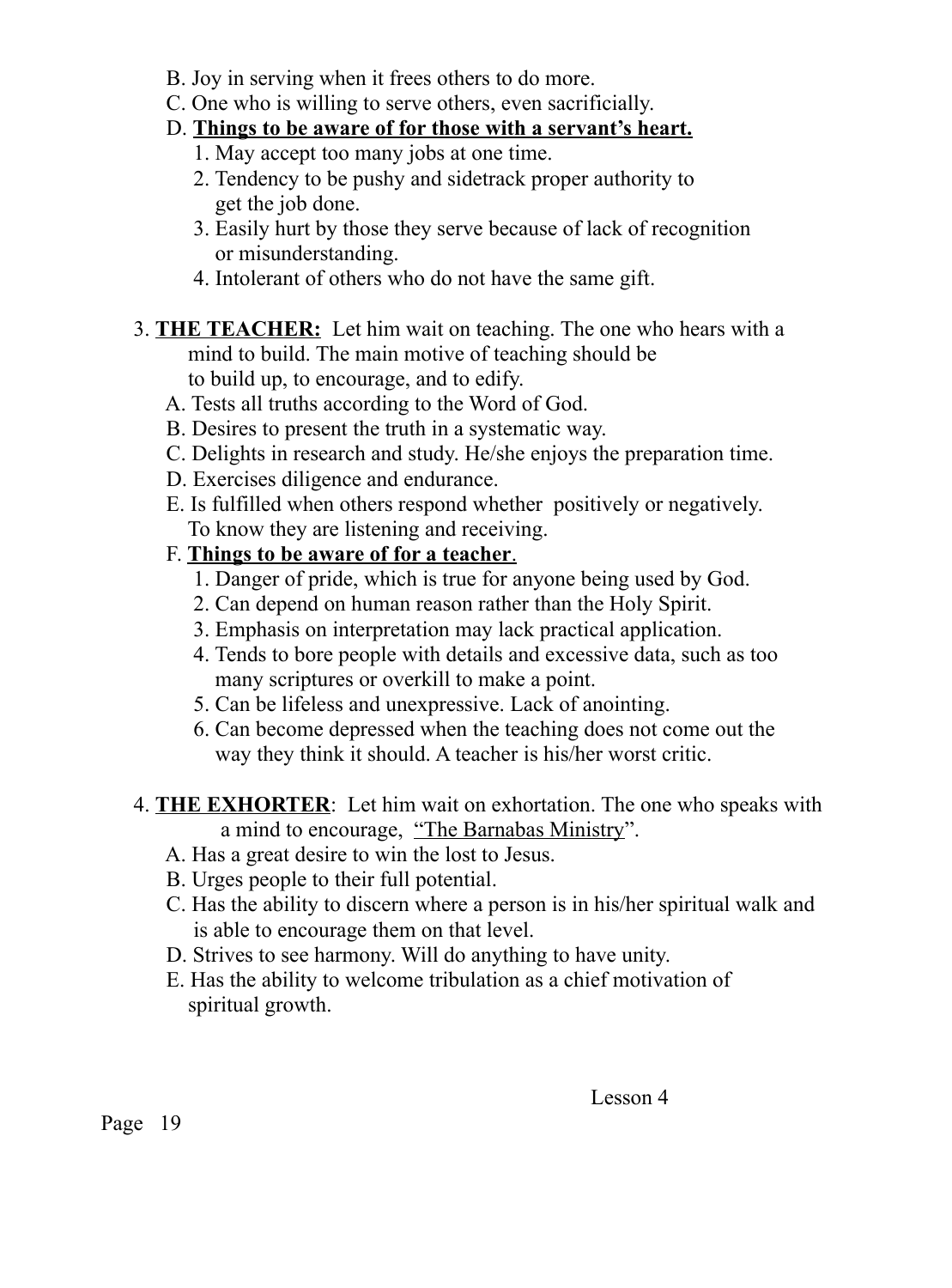B. Joy in serving when it frees others to do more.

C. One who is willing to serve others, even sacrificially.

D. **<u>Things to be aware of for those with a servant's heart.</u>**

1. May accept too many jobs at one time.
2. Tendency to be pushy and sidetrack proper authority to get the job done.
3. Easily hurt by those they serve because of lack of recognition or misunderstanding.
4. Intolerant of others who do not have the same gift.

3. **<u>THE TEACHER:</u>** Let him wait on teaching. The one who hears with a mind to build. The main motive of teaching should be to build up, to encourage, and to edify.

A. Tests all truths according to the Word of God.

B. Desires to present the truth in a systematic way.

C. Delights in research and study. He/she enjoys the preparation time.

D. Exercises diligence and endurance.

E. Is fulfilled when others respond whether positively or negatively. To know they are listening and receiving.

F. **<u>Things to be aware of for a teacher</u>**.

1. Danger of pride, which is true for anyone being used by God.
2. Can depend on human reason rather than the Holy Spirit.
3. Emphasis on interpretation may lack practical application.
4. Tends to bore people with details and excessive data, such as too many scriptures or overkill to make a point.
5. Can be lifeless and unexpressive. Lack of anointing.
6. Can become depressed when the teaching does not come out the way they think it should. A teacher is his/her worst critic.

4. **<u>THE EXHORTER</u>**: Let him wait on exhortation. The one who speaks with a mind to encourage, "<u>The Barnabas Ministry</u>".

A. Has a great desire to win the lost to Jesus.

B. Urges people to their full potential.

C. Has the ability to discern where a person is in his/her spiritual walk and is able to encourage them on that level.

D. Strives to see harmony. Will do anything to have unity.

E. Has the ability to welcome tribulation as a chief motivation of spiritual growth.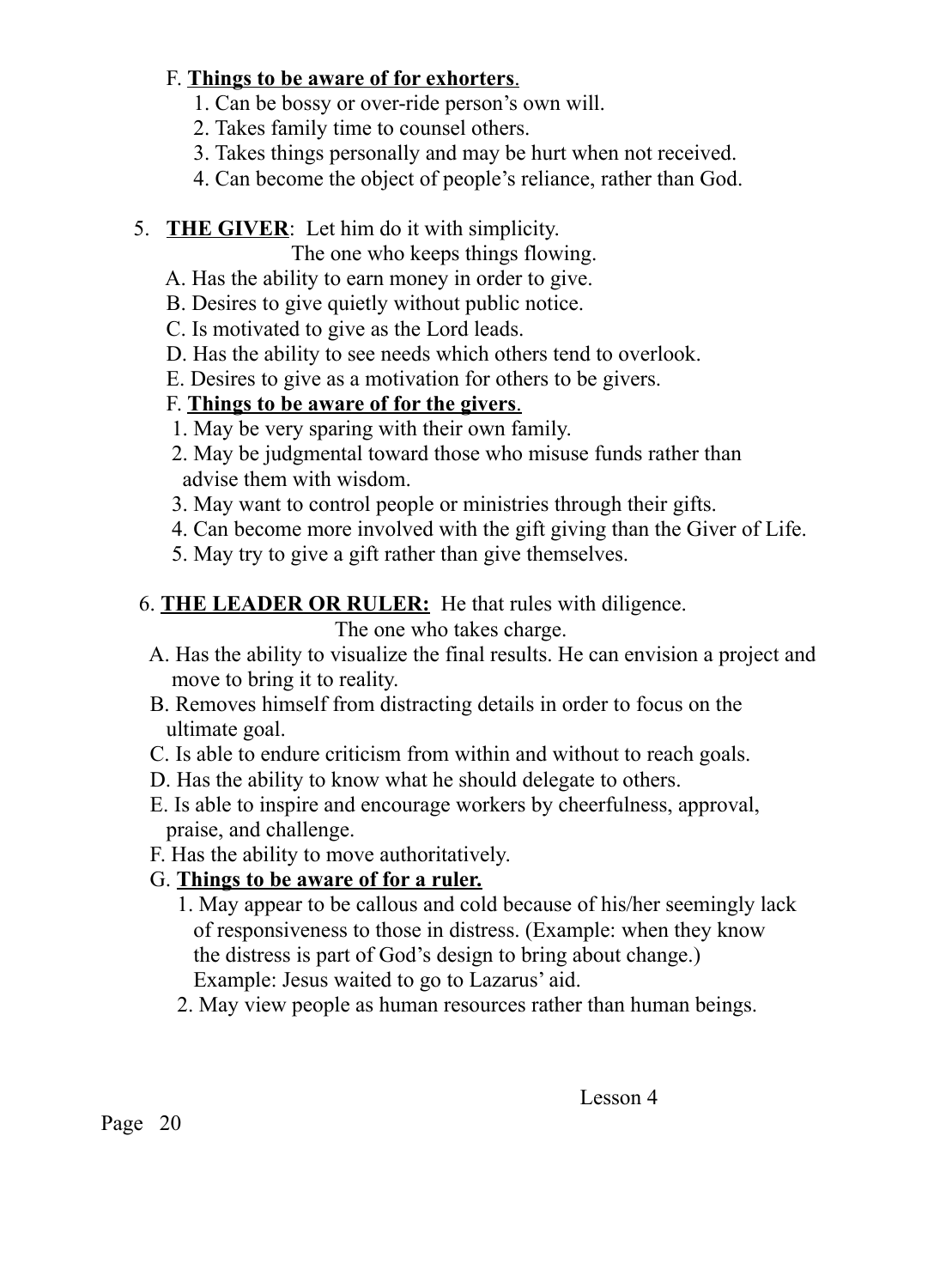F. **Things to be aware of for exhorters**.

1. Can be bossy or over-ride person's own will.
2. Takes family time to counsel others.
3. Takes things personally and may be hurt when not received.
4. Can become the object of people's reliance, rather than God.

5. **THE GIVER**: Let him do it with simplicity.
The one who keeps things flowing.

A. Has the ability to earn money in order to give.
B. Desires to give quietly without public notice.
C. Is motivated to give as the Lord leads.
D. Has the ability to see needs which others tend to overlook.
E. Desires to give as a motivation for others to be givers.
F. **Things to be aware of for the givers**.

1. May be very sparing with their own family.
2. May be judgmental toward those who misuse funds rather than advise them with wisdom.
3. May want to control people or ministries through their gifts.
4. Can become more involved with the gift giving than the Giver of Life.
5. May try to give a gift rather than give themselves.

6. **THE LEADER OR RULER:** He that rules with diligence.
The one who takes charge.

A. Has the ability to visualize the final results. He can envision a project and move to bring it to reality.
B. Removes himself from distracting details in order to focus on the ultimate goal.
C. Is able to endure criticism from within and without to reach goals.
D. Has the ability to know what he should delegate to others.
E. Is able to inspire and encourage workers by cheerfulness, approval, praise, and challenge.
F. Has the ability to move authoritatively.
G. **Things to be aware of for a ruler.**

1. May appear to be callous and cold because of his/her seemingly lack of responsiveness to those in distress. (Example: when they know the distress is part of God's design to bring about change.) Example: Jesus waited to go to Lazarus' aid.
2. May view people as human resources rather than human beings.

Lesson 4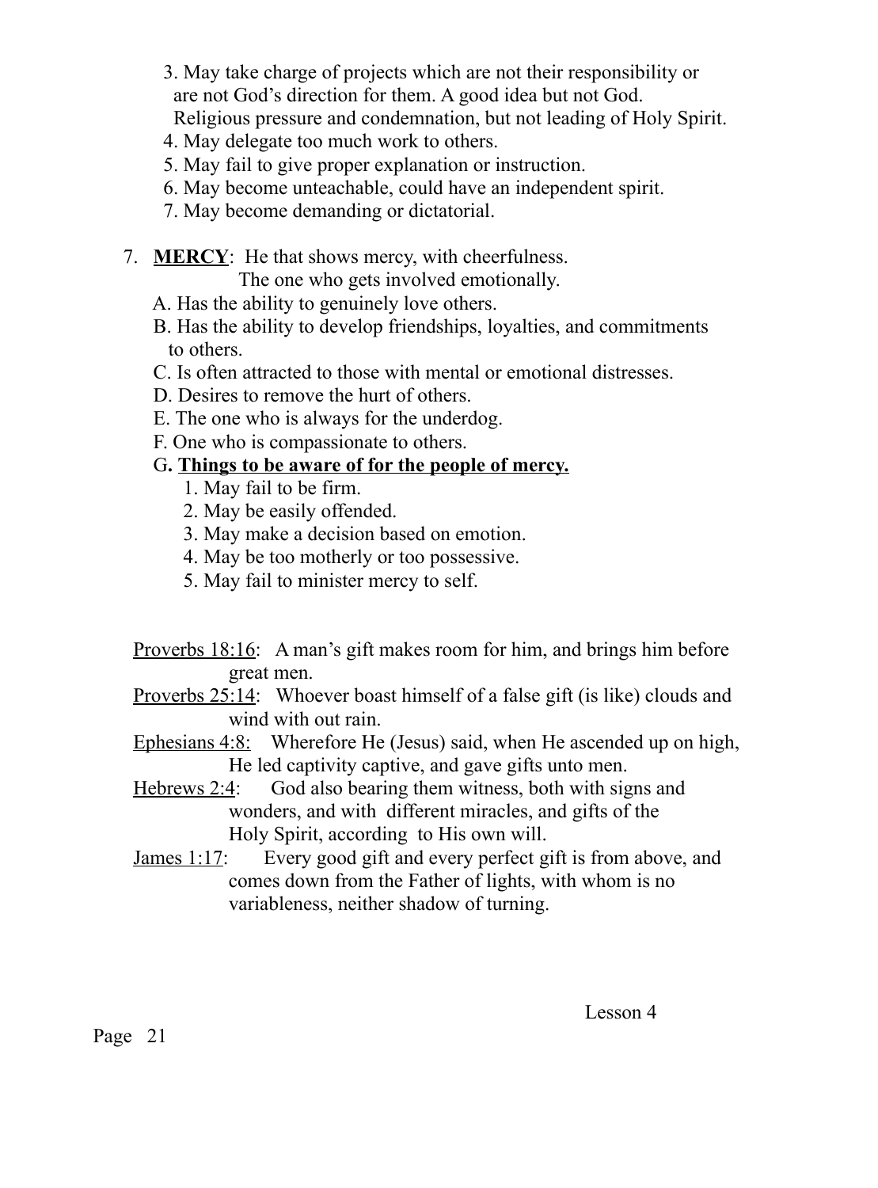3. May take charge of projects which are not their responsibility or are not God's direction for them. A good idea but not God. Religious pressure and condemnation, but not leading of Holy Spirit.
4. May delegate too much work to others.
5. May fail to give proper explanation or instruction.
6. May become unteachable, could have an independent spirit.
7. May become demanding or dictatorial.

7. **MERCY**: He that shows mercy, with cheerfulness.
   The one who gets involved emotionally.

   A. Has the ability to genuinely love others.
   B. Has the ability to develop friendships, loyalties, and commitments to others.
   C. Is often attracted to those with mental or emotional distresses.
   D. Desires to remove the hurt of others.
   E. The one who is always for the underdog.
   F. One who is compassionate to others.
   G. **Things to be aware of for the people of mercy.**
      1. May fail to be firm.
      2. May be easily offended.
      3. May make a decision based on emotion.
      4. May be too motherly or too possessive.
      5. May fail to minister mercy to self.

Proverbs 18:16: A man's gift makes room for him, and brings him before great men.

Proverbs 25:14: Whoever boast himself of a false gift (is like) clouds and wind with out rain.

Ephesians 4:8: Wherefore He (Jesus) said, when He ascended up on high, He led captivity captive, and gave gifts unto men.

Hebrews 2:4: God also bearing them witness, both with signs and wonders, and with different miracles, and gifts of the Holy Spirit, according to His own will.

James 1:17: Every good gift and every perfect gift is from above, and comes down from the Father of lights, with whom is no variableness, neither shadow of turning.

Lesson 4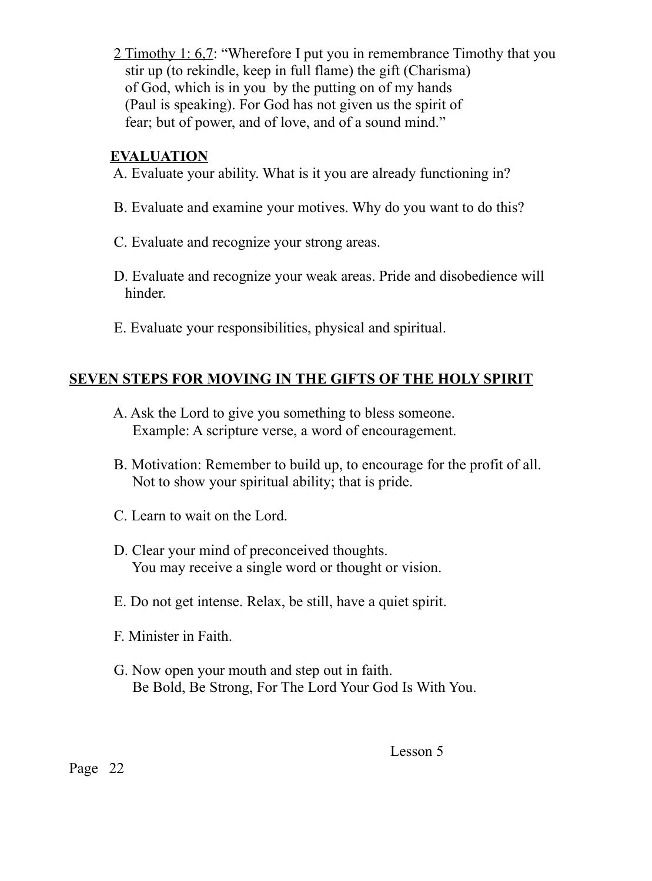<u>2 Timothy 1: 6,7</u>: "Wherefore I put you in remembrance Timothy that you stir up (to rekindle, keep in full flame) the gift (Charisma) of God, which is in you by the putting on of my hands (Paul is speaking). For God has not given us the spirit of fear; but of power, and of love, and of a sound mind."

**EVALUATION**

A. Evaluate your ability. What is it you are already functioning in?

B. Evaluate and examine your motives. Why do you want to do this?

C. Evaluate and recognize your strong areas.

D. Evaluate and recognize your weak areas. Pride and disobedience will hinder.

E. Evaluate your responsibilities, physical and spiritual.

## SEVEN STEPS FOR MOVING IN THE GIFTS OF THE HOLY SPIRIT

A. Ask the Lord to give you something to bless someone.
Example: A scripture verse, a word of encouragement.

B. Motivation: Remember to build up, to encourage for the profit of all.
Not to show your spiritual ability; that is pride.

C. Learn to wait on the Lord.

D. Clear your mind of preconceived thoughts.
You may receive a single word or thought or vision.

E. Do not get intense. Relax, be still, have a quiet spirit.

F. Minister in Faith.

G. Now open your mouth and step out in faith.
Be Bold, Be Strong, For The Lord Your God Is With You.

Lesson 5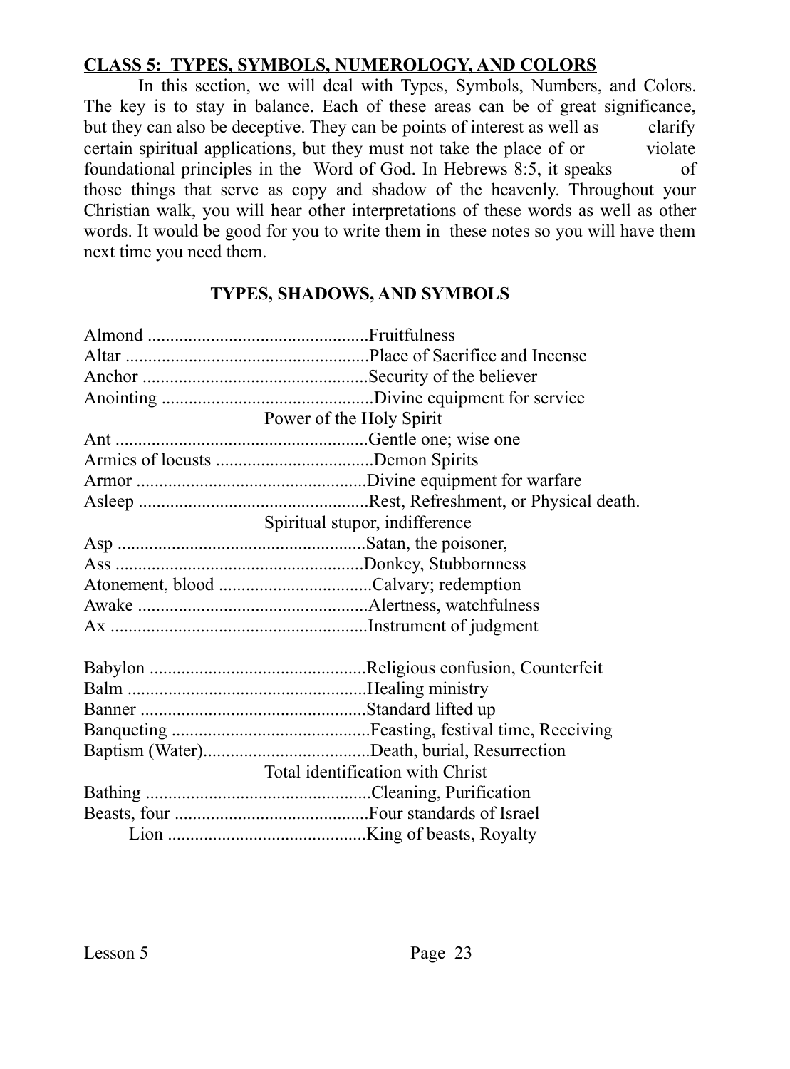**CLASS 5: TYPES, SYMBOLS, NUMEROLOGY, AND COLORS**

In this section, we will deal with Types, Symbols, Numbers, and Colors. The key is to stay in balance. Each of these areas can be of great significance, but they can also be deceptive. They can be points of interest as well as clarify certain spiritual applications, but they must not take the place of or violate foundational principles in the Word of God. In Hebrews 8:5, it speaks of those things that serve as copy and shadow of the heavenly. Throughout your Christian walk, you will hear other interpretations of these words as well as other words. It would be good for you to write them in these notes so you will have them next time you need them.

## TYPES, SHADOWS, AND SYMBOLS

Almond ................................................Fruitfulness
Altar .....................................................Place of Sacrifice and Incense
Anchor .................................................Security of the believer
Anointing ..............................................Divine equipment for service
Power of the Holy Spirit
Ant .......................................................Gentle one; wise one
Armies of locusts ..................................Demon Spirits
Armor ..................................................Divine equipment for warfare
Asleep ..................................................Rest, Refreshment, or Physical death.
Spiritual stupor, indifference
Asp ......................................................Satan, the poisoner,
Ass ......................................................Donkey, Stubbornness
Atonement, blood .................................Calvary; redemption
Awake ..................................................Alertness, watchfulness
Ax ........................................................Instrument of judgment

Babylon ...............................................Religious confusion, Counterfeit
Balm ....................................................Healing ministry
Banner .................................................Standard lifted up
Banqueting ...........................................Feasting, festival time, Receiving
Baptism (Water)....................................Death, burial, Resurrection
Total identification with Christ
Bathing .................................................Cleaning, Purification
Beasts, four ..........................................Four standards of Israel
Lion ...........................................King of beasts, Royalty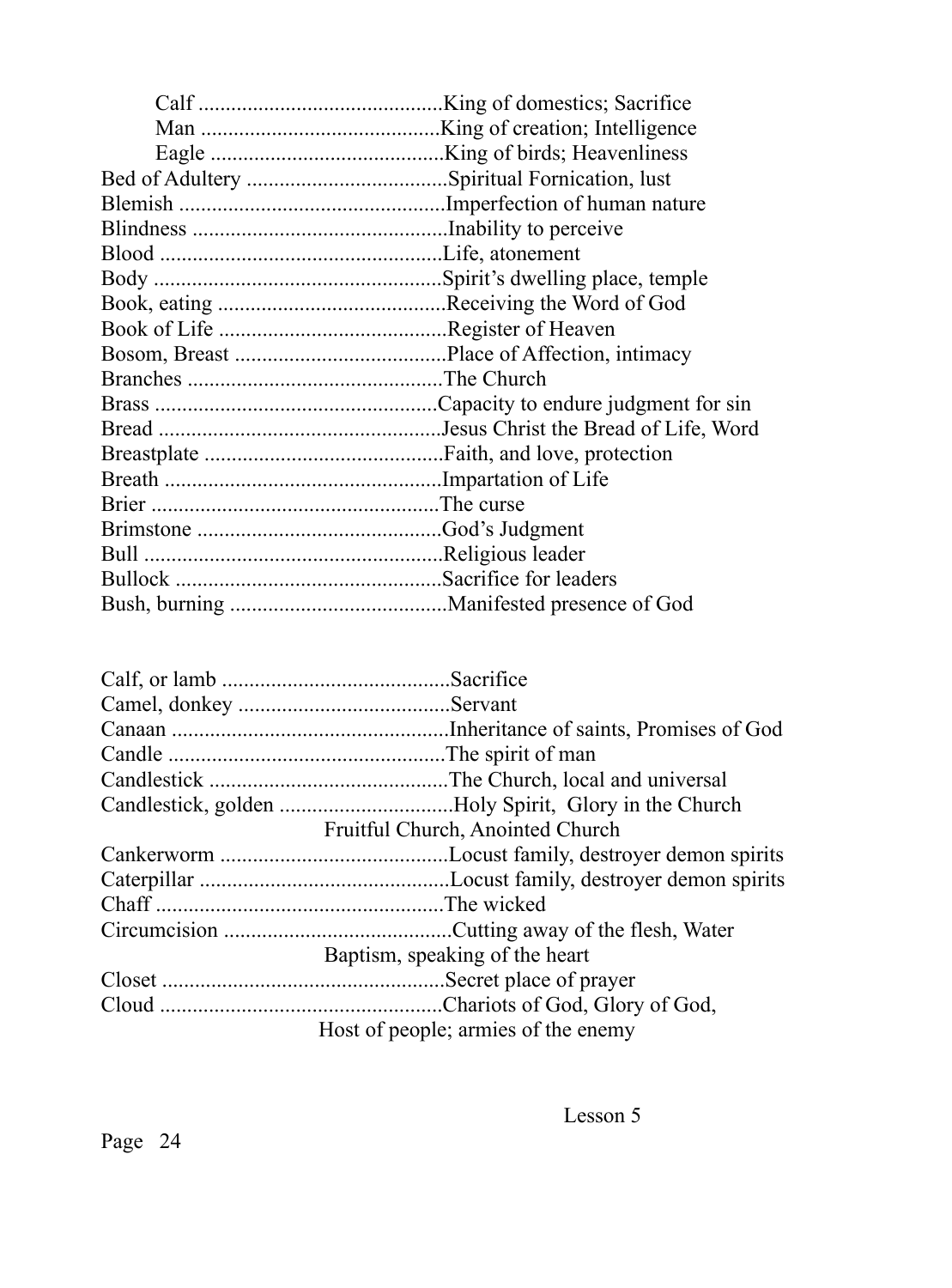Calf ............................................King of domestics; Sacrifice
Man ...........................................King of creation; Intelligence
Eagle ..........................................King of birds; Heavenliness

Bed of Adultery ....................................Spiritual Fornication, lust
Blemish ................................................Imperfection of human nature
Blindness ..............................................Inability to perceive
Blood ...................................................Life, atonement
Body ....................................................Spirit's dwelling place, temple
Book, eating .........................................Receiving the Word of God
Book of Life .........................................Register of Heaven
Bosom, Breast ......................................Place of Affection, intimacy
Branches ..............................................The Church
Brass ...................................................Capacity to endure judgment for sin
Bread ...................................................Jesus Christ the Bread of Life, Word
Breastplate ...........................................Faith, and love, protection
Breath ..................................................Impartation of Life
Brier ....................................................The curse
Brimstone ............................................God's Judgment
Bull ......................................................Religious leader
Bullock ................................................Sacrifice for leaders
Bush, burning .......................................Manifested presence of God

Calf, or lamb .........................................Sacrifice
Camel, donkey ......................................Servant
Canaan .................................................Inheritance of saints, Promises of God
Candle .................................................The spirit of man
Candlestick ...........................................The Church, local and universal
Candlestick, golden ...............................Holy Spirit, Glory in the Church
Fruitful Church, Anointed Church
Cankerworm .........................................Locust family, destroyer demon spirits
Caterpillar .............................................Locust family, destroyer demon spirits
Chaff ....................................................The wicked
Circumcision .........................................Cutting away of the flesh, Water
Baptism, speaking of the heart
Closet ...................................................Secret place of prayer
Cloud ...................................................Chariots of God, Glory of God,
Host of people; armies of the enemy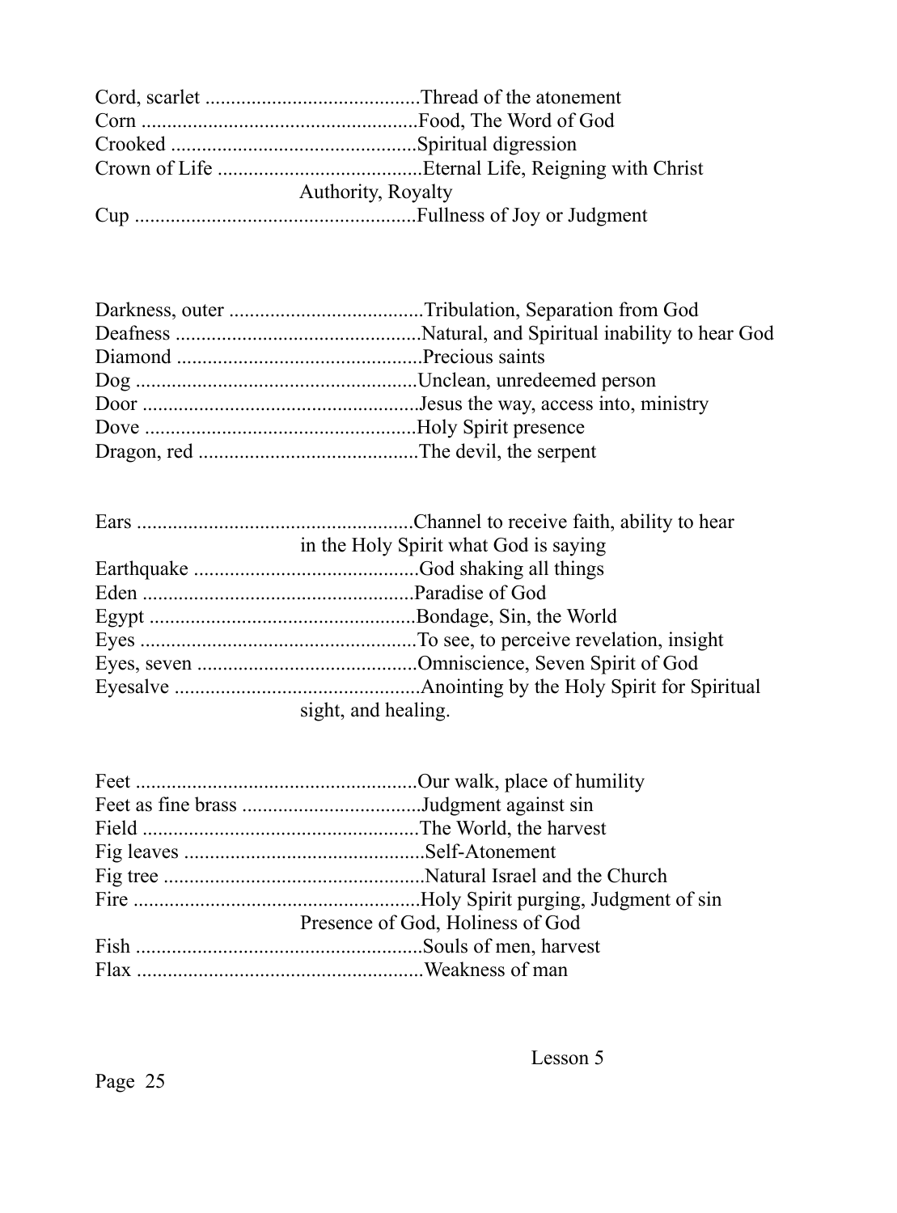Cord, scarlet ..........................................Thread of the atonement
Corn .....................................................Food, The Word of God
Crooked ...............................................Spiritual digression
Crown of Life .......................................Eternal Life, Reigning with Christ
Authority, Royalty
Cup ......................................................Fullness of Joy or Judgment

Darkness, outer .....................................Tribulation, Separation from God
Deafness ...............................................Natural, and Spiritual inability to hear God
Diamond ...............................................Precious saints
Dog ......................................................Unclean, unredeemed person
Door .....................................................Jesus the way, access into, ministry
Dove ....................................................Holy Spirit presence
Dragon, red ..........................................The devil, the serpent

Ears .....................................................Channel to receive faith, ability to hear in the Holy Spirit what God is saying
Earthquake ...........................................God shaking all things
Eden ....................................................Paradise of God
Egypt ...................................................Bondage, Sin, the World
Eyes .....................................................To see, to perceive revelation, insight
Eyes, seven ..........................................Omniscience, Seven Spirit of God
Eyesalve ...............................................Anointing by the Holy Spirit for Spiritual sight, and healing.

Feet ......................................................Our walk, place of humility
Feet as fine brass ..................................Judgment against sin
Field .....................................................The World, the harvest
Fig leaves ..............................................Self-Atonement
Fig tree .................................................Natural Israel and the Church
Fire .......................................................Holy Spirit purging, Judgment of sin
Presence of God, Holiness of God
Fish .......................................................Souls of men, harvest
Flax .......................................................Weakness of man

Lesson 5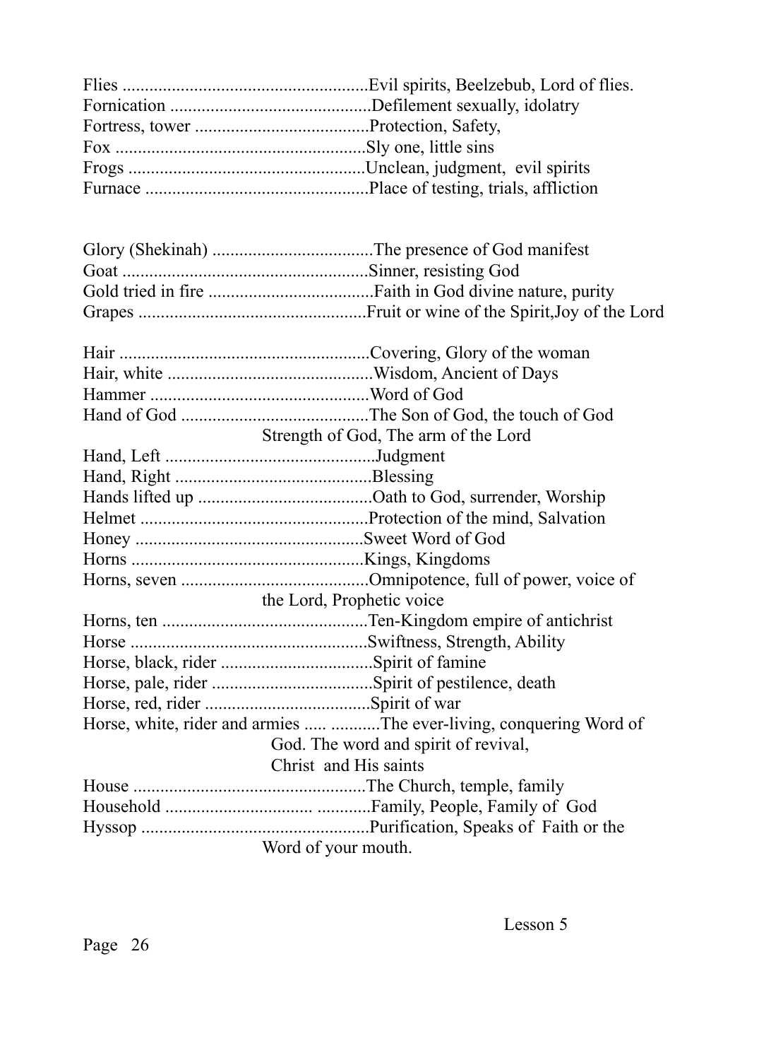Flies ......................................................Evil spirits, Beelzebub, Lord of flies.
Fornication ............................................Defilement sexually, idolatry
Fortress, tower .......................................Protection, Safety,
Fox .......................................................Sly one, little sins
Frogs ....................................................Unclean, judgment, evil spirits
Furnace .................................................Place of testing, trials, affliction

Glory (Shekinah) ....................................The presence of God manifest
Goat ......................................................Sinner, resisting God
Gold tried in fire .....................................Faith in God divine nature, purity
Grapes ..................................................Fruit or wine of the Spirit,Joy of the Lord

Hair .......................................................Covering, Glory of the woman
Hair, white ..............................................Wisdom, Ancient of Days
Hammer .................................................Word of God
Hand of God ..........................................The Son of God, the touch of God
Strength of God, The arm of the Lord
Hand, Left ...............................................Judgment
Hand, Right ............................................Blessing
Hands lifted up .......................................Oath to God, surrender, Worship
Helmet ...................................................Protection of the mind, Salvation
Honey ...................................................Sweet Word of God
Horns ....................................................Kings, Kingdoms
Horns, seven ..........................................Omnipotence, full of power, voice of the Lord, Prophetic voice
Horns, ten ..............................................Ten-Kingdom empire of antichrist
Horse .....................................................Swiftness, Strength, Ability
Horse, black, rider ..................................Spirit of famine
Horse, pale, rider ....................................Spirit of pestilence, death
Horse, red, rider .....................................Spirit of war
Horse, white, rider and armies ..... ...........The ever-living, conquering Word of God. The word and spirit of revival, Christ and His saints
House ....................................................The Church, temple, family
Household ............................... ............Family, People, Family of God
Hyssop ..................................................Purification, Speaks of Faith or the Word of your mouth.

Lesson 5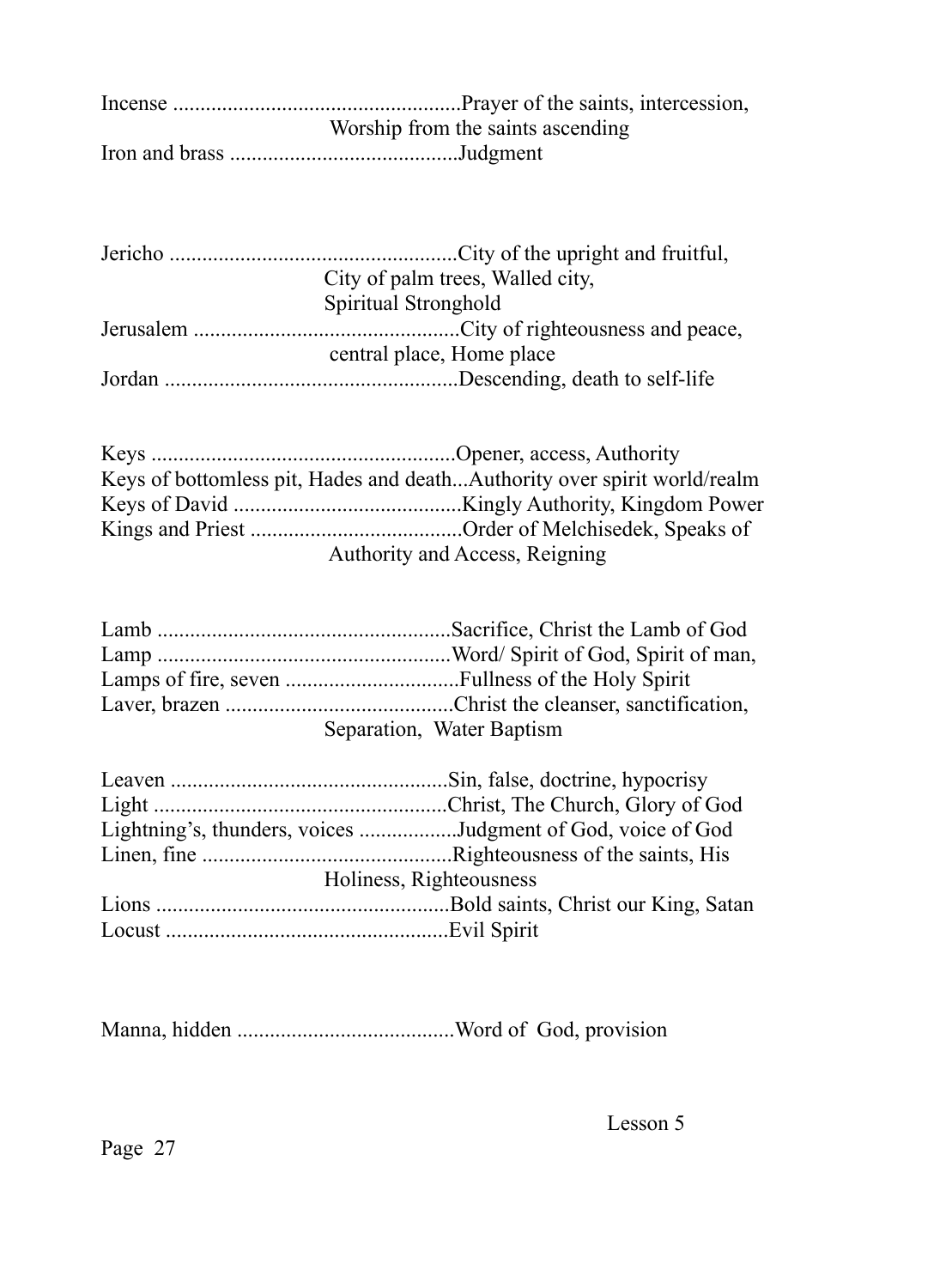Incense ....................................................Prayer of the saints, intercession, Worship from the saints ascending

Iron and brass .........................................Judgment

Jericho ....................................................City of the upright and fruitful, City of palm trees, Walled city, Spiritual Stronghold

Jerusalem ................................................City of righteousness and peace, central place, Home place

Jordan .....................................................Descending, death to self-life

Keys .......................................................Opener, access, Authority

Keys of bottomless pit, Hades and death...Authority over spirit world/realm

Keys of David ..........................................Kingly Authority, Kingdom Power

Kings and Priest ......................................Order of Melchisedek, Speaks of Authority and Access, Reigning

Lamb .....................................................Sacrifice, Christ the Lamb of God

Lamp .....................................................Word/ Spirit of God, Spirit of man,

Lamps of fire, seven ................................Fullness of the Holy Spirit

Laver, brazen ..........................................Christ the cleanser, sanctification, Separation, Water Baptism

Leaven ...................................................Sin, false, doctrine, hypocrisy

Light ......................................................Christ, The Church, Glory of God

Lightning's, thunders, voices ..................Judgment of God, voice of God

Linen, fine ..............................................Righteousness of the saints, His Holiness, Righteousness

Lions ......................................................Bold saints, Christ our King, Satan

Locust ...................................................Evil Spirit

Manna, hidden .......................................Word of God, provision

Lesson 5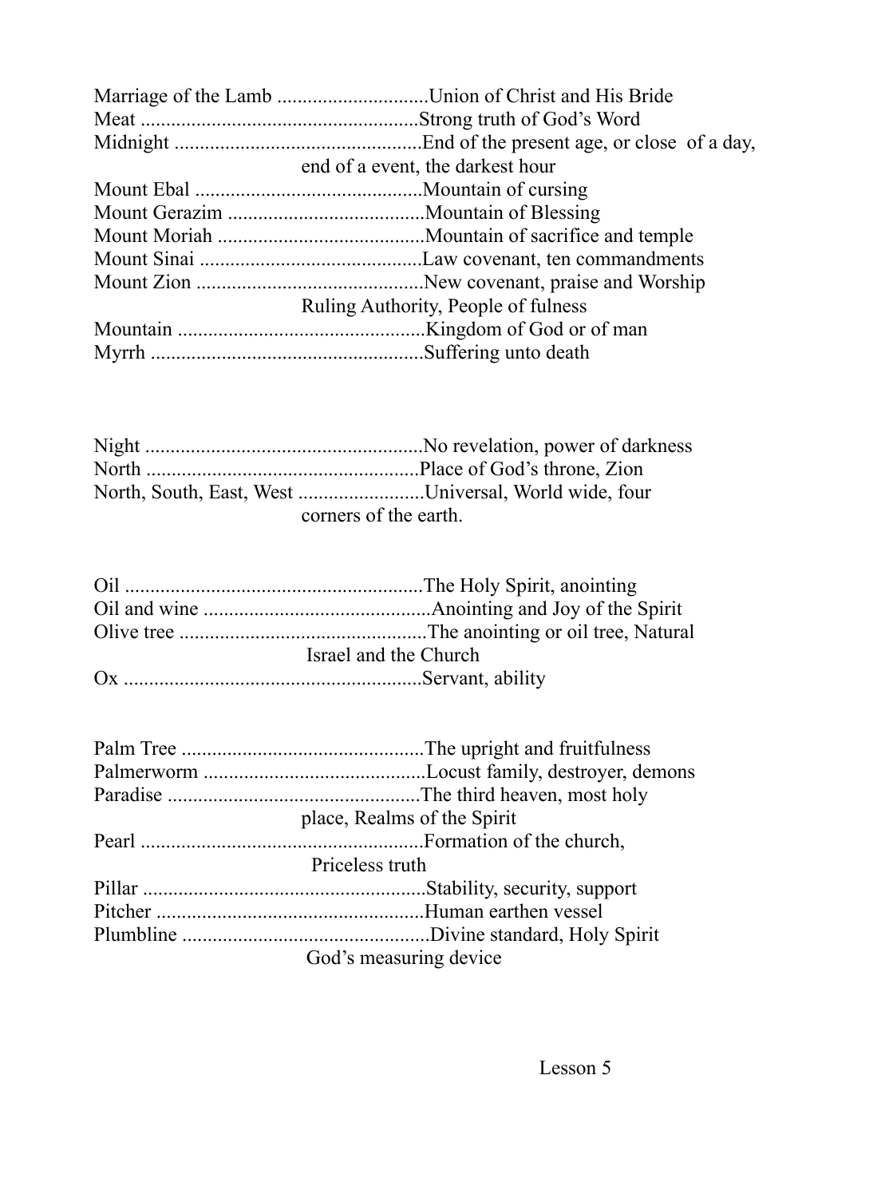Marriage of the Lamb ..............................Union of Christ and His Bride
Meat .......................................................Strong truth of God's Word
Midnight .................................................End of the present age, or close of a day, end of a event, the darkest hour
Mount Ebal .............................................Mountain of cursing
Mount Gerazim .......................................Mountain of Blessing
Mount Moriah .........................................Mountain of sacrifice and temple
Mount Sinai ............................................Law covenant, ten commandments
Mount Zion .............................................New covenant, praise and Worship Ruling Authority, People of fulness
Mountain .................................................Kingdom of God or of man
Myrrh ......................................................Suffering unto death

Night .......................................................No revelation, power of darkness
North ......................................................Place of God's throne, Zion
North, South, East, West .........................Universal, World wide, four corners of the earth.

Oil ...........................................................The Holy Spirit, anointing
Oil and wine .............................................Anointing and Joy of the Spirit
Olive tree .................................................The anointing or oil tree, Natural Israel and the Church
Ox ...........................................................Servant, ability

Palm Tree ................................................The upright and fruitfulness
Palmerworm ............................................Locust family, destroyer, demons
Paradise ..................................................The third heaven, most holy place, Realms of the Spirit
Pearl ........................................................Formation of the church, Priceless truth
Pillar ........................................................Stability, security, support
Pitcher .....................................................Human earthen vessel
Plumbline .................................................Divine standard, Holy Spirit God's measuring device

Lesson 5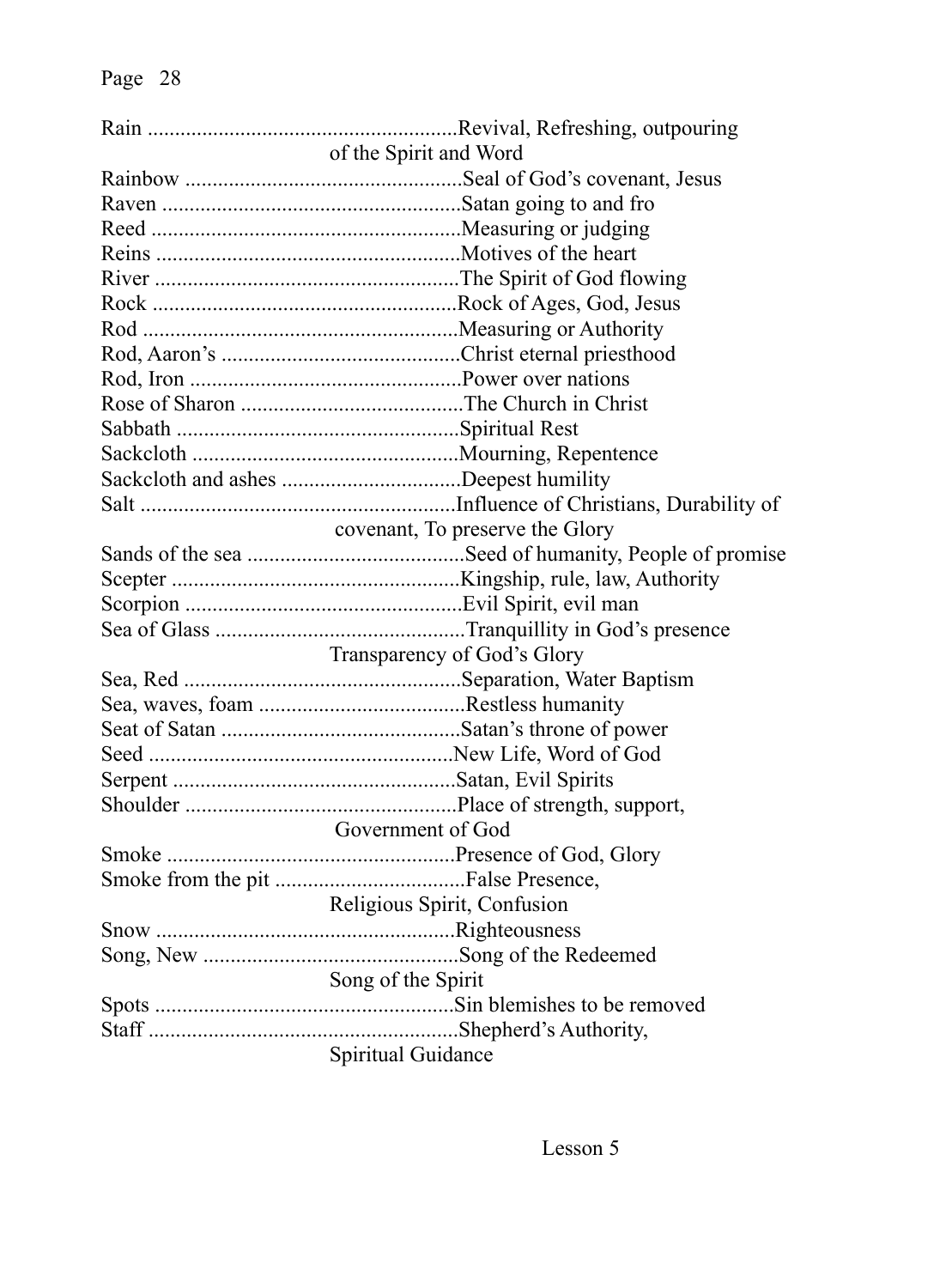Rain ........................................................Revival, Refreshing, outpouring of the Spirit and Word

Rainbow ..................................................Seal of God's covenant, Jesus

Raven ......................................................Satan going to and fro

Reed ........................................................Measuring or judging

Reins .......................................................Motives of the heart

River .......................................................The Spirit of God flowing

Rock .......................................................Rock of Ages, God, Jesus

Rod .........................................................Measuring or Authority

Rod, Aaron's ...........................................Christ eternal priesthood

Rod, Iron .................................................Power over nations

Rose of Sharon .........................................The Church in Christ

Sabbath ...................................................Spiritual Rest

Sackcloth .................................................Mourning, Repentence

Sackcloth and ashes .................................Deepest humility

Salt .........................................................Influence of Christians, Durability of covenant, To preserve the Glory

Sands of the sea ........................................Seed of humanity, People of promise

Scepter ....................................................Kingship, rule, law, Authority

Scorpion ..................................................Evil Spirit, evil man

Sea of Glass .............................................Tranquillity in God's presence Transparency of God's Glory

Sea, Red ..................................................Separation, Water Baptism

Sea, waves, foam ......................................Restless humanity

Seat of Satan ............................................Satan's throne of power

Seed ........................................................New Life, Word of God

Serpent ....................................................Satan, Evil Spirits

Shoulder .................................................Place of strength, support, Government of God

Smoke ....................................................Presence of God, Glory

Smoke from the pit ...................................False Presence, Religious Spirit, Confusion

Snow ......................................................Righteousness

Song, New ..............................................Song of the Redeemed Song of the Spirit

Spots ......................................................Sin blemishes to be removed

Staff ........................................................Shepherd's Authority, Spiritual Guidance

Lesson 5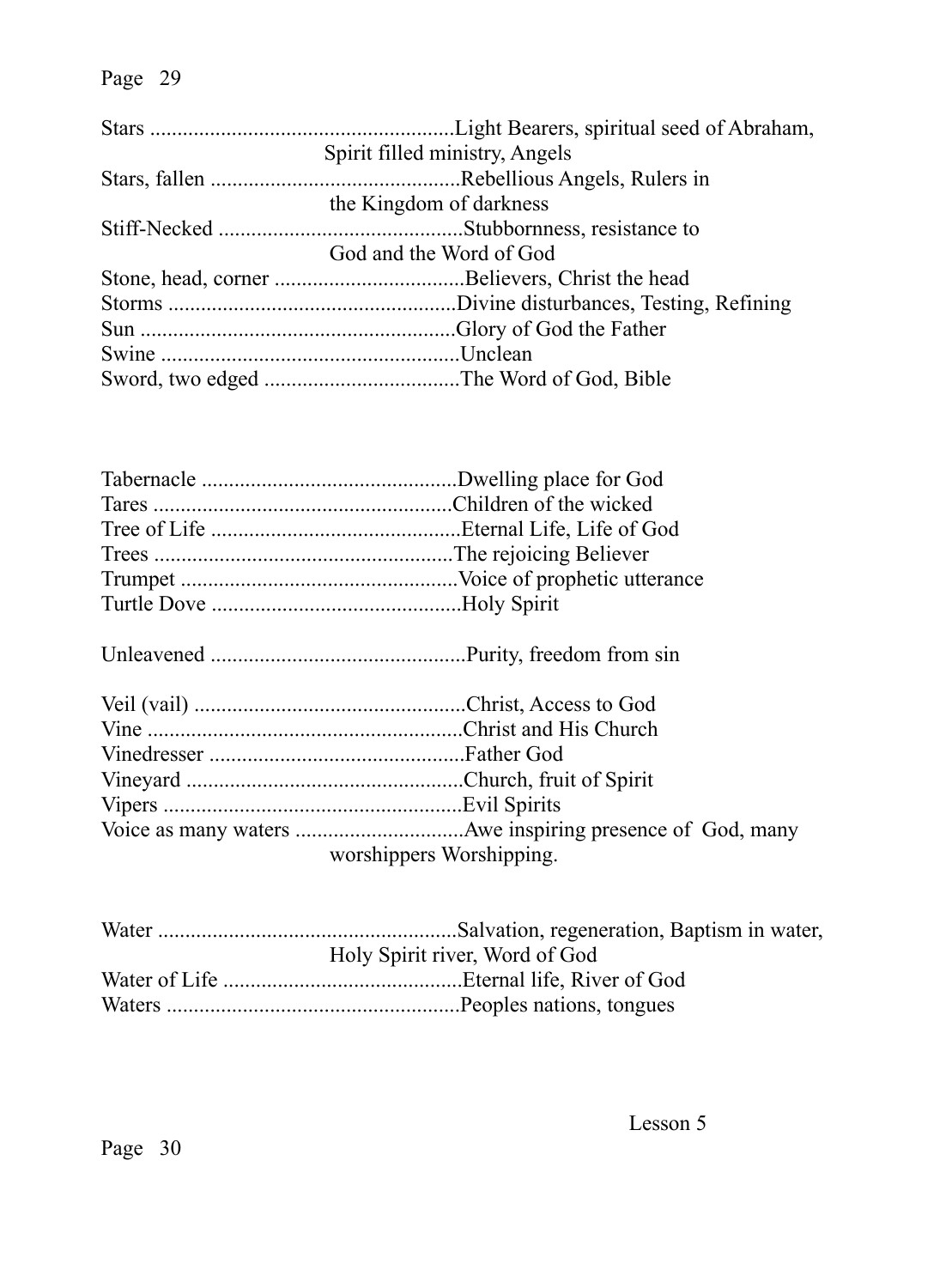Stars .......................................................Light Bearers, spiritual seed of Abraham, Spirit filled ministry, Angels

Stars, fallen .............................................Rebellious Angels, Rulers in the Kingdom of darkness

Stiff-Necked ............................................Stubbornness, resistance to God and the Word of God

Stone, head, corner ...................................Believers, Christ the head

Storms .....................................................Divine disturbances, Testing, Refining

Sun ..........................................................Glory of God the Father

Swine .......................................................Unclean

Sword, two edged ....................................The Word of God, Bible

Tabernacle ...............................................Dwelling place for God

Tares .......................................................Children of the wicked

Tree of Life ..............................................Eternal Life, Life of God

Trees .......................................................The rejoicing Believer

Trumpet ...................................................Voice of prophetic utterance

Turtle Dove ..............................................Holy Spirit

Unleavened ..............................................Purity, freedom from sin

Veil (vail) .................................................Christ, Access to God

Vine .........................................................Christ and His Church

Vinedresser ...............................................Father God

Vineyard ...................................................Church, fruit of Spirit

Vipers .......................................................Evil Spirits

Voice as many waters ...............................Awe inspiring presence of God, many worshippers Worshipping.

Water .......................................................Salvation, regeneration, Baptism in water, Holy Spirit river, Word of God

Water of Life ............................................Eternal life, River of God

Waters ......................................................Peoples nations, tongues

Lesson 5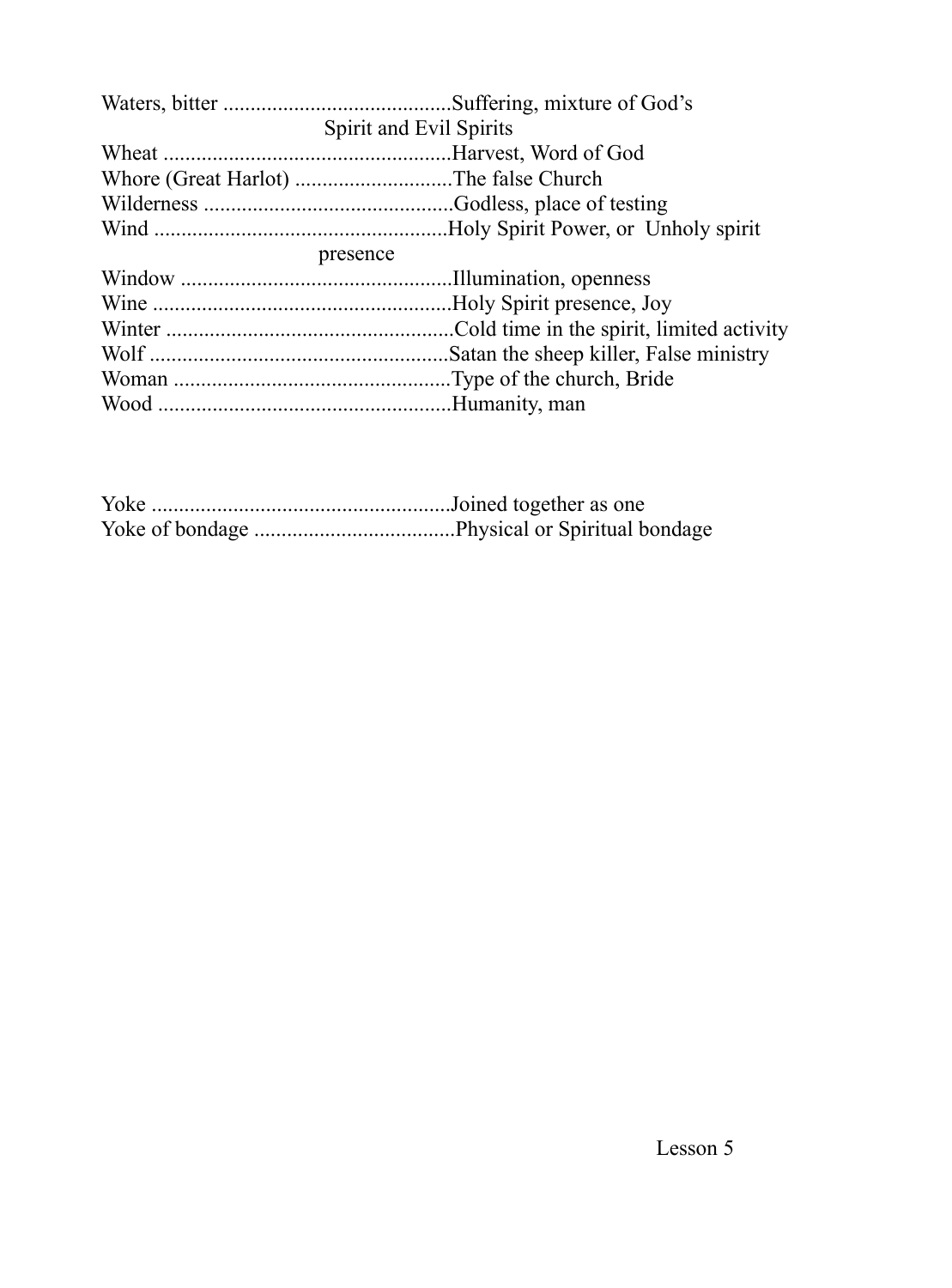Waters, bitter ..........................................Suffering, mixture of God's Spirit and Evil Spirits

Wheat .....................................................Harvest, Word of God

Whore (Great Harlot) .............................The false Church

Wilderness ..............................................Godless, place of testing

Wind ......................................................Holy Spirit Power, or Unholy spirit presence

Window ..................................................Illumination, openness

Wine .......................................................Holy Spirit presence, Joy

Winter .....................................................Cold time in the spirit, limited activity

Wolf .......................................................Satan the sheep killer, False ministry

Woman ...................................................Type of the church, Bride

Wood ......................................................Humanity, man

Yoke .......................................................Joined together as one

Yoke of bondage ....................................Physical or Spiritual bondage

Lesson 5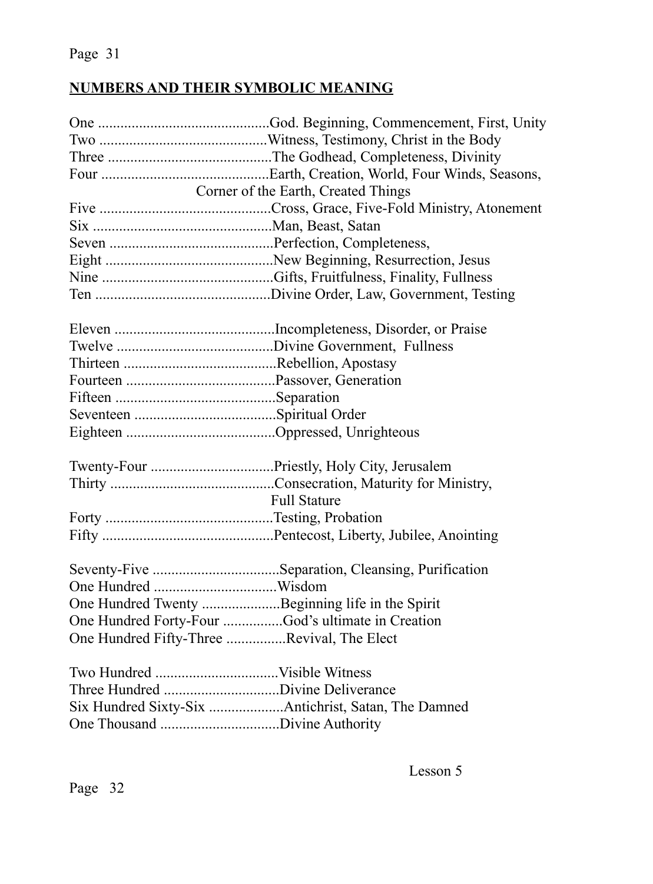## NUMBERS AND THEIR SYMBOLIC MEANING

One ..............................................God. Beginning, Commencement, First, Unity
Two .............................................Witness, Testimony, Christ in the Body
Three ............................................The Godhead, Completeness, Divinity
Four .............................................Earth, Creation, World, Four Winds, Seasons, Corner of the Earth, Created Things
Five ..............................................Cross, Grace, Five-Fold Ministry, Atonement
Six ................................................Man, Beast, Satan
Seven ............................................Perfection, Completeness,
Eight .............................................New Beginning, Resurrection, Jesus
Nine ..............................................Gifts, Fruitfulness, Finality, Fullness
Ten ...............................................Divine Order, Law, Government, Testing

Eleven ...........................................Incompleteness, Disorder, or Praise
Twelve ..........................................Divine Government, Fullness
Thirteen .........................................Rebellion, Apostasy
Fourteen ........................................Passover, Generation
Fifteen ...........................................Separation
Seventeen ......................................Spiritual Order
Eighteen ........................................Oppressed, Unrighteous

Twenty-Four .................................Priestly, Holy City, Jerusalem
Thirty ............................................Consecration, Maturity for Ministry, Full Stature
Forty .............................................Testing, Probation
Fifty ..............................................Pentecost, Liberty, Jubilee, Anointing

Seventy-Five ..................................Separation, Cleansing, Purification
One Hundred .................................Wisdom
One Hundred Twenty .....................Beginning life in the Spirit
One Hundred Forty-Four ................God's ultimate in Creation
One Hundred Fifty-Three ................Revival, The Elect

Two Hundred .................................Visible Witness
Three Hundred ...............................Divine Deliverance
Six Hundred Sixty-Six ....................Antichrist, Satan, The Damned
One Thousand ................................Divine Authority

Lesson 5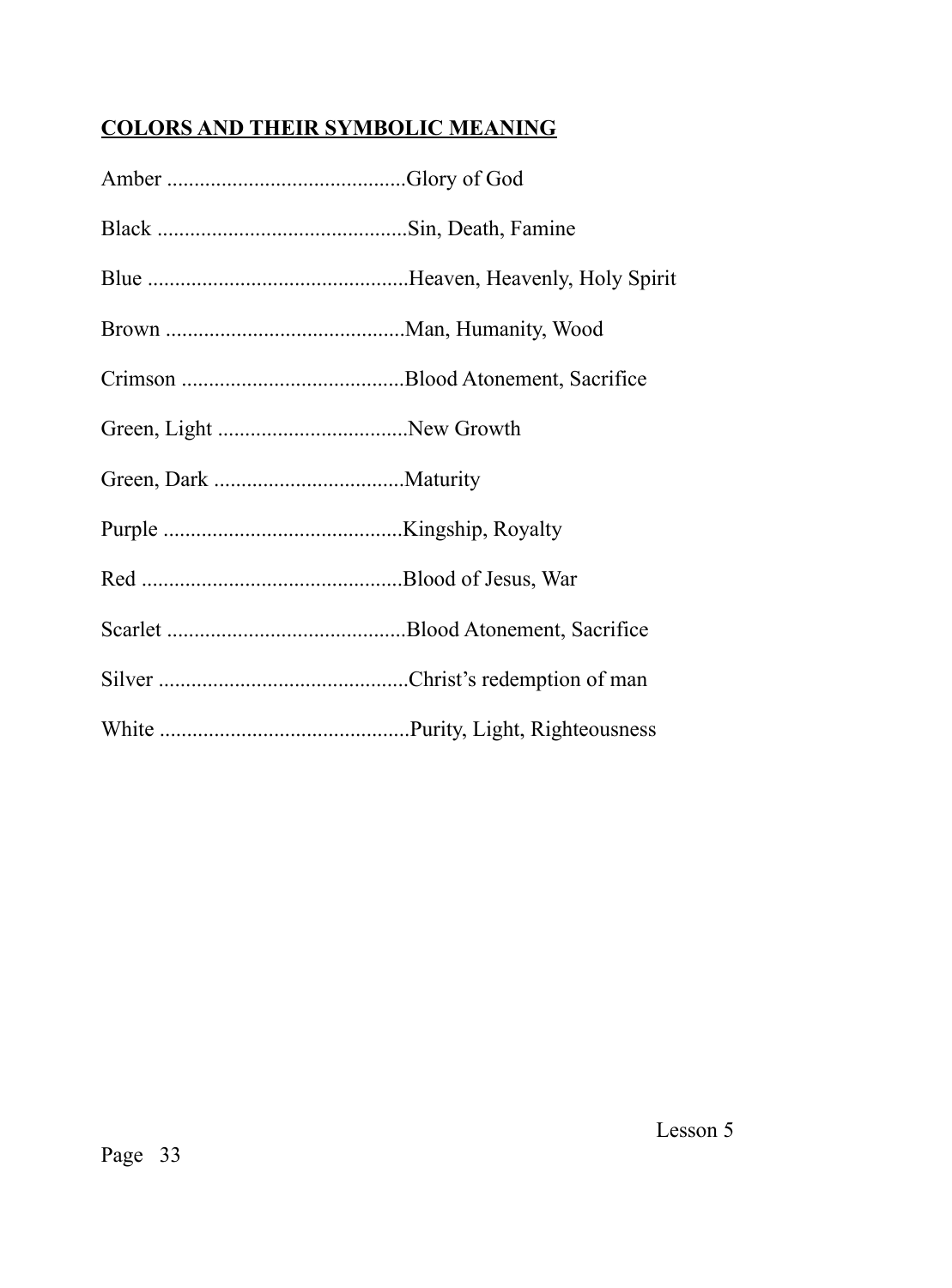## COLORS AND THEIR SYMBOLIC MEANING

Amber ..........................................Glory of God

Black ............................................Sin, Death, Famine

Blue ...............................................Heaven, Heavenly, Holy Spirit

Brown ..........................................Man, Humanity, Wood

Crimson .......................................Blood Atonement, Sacrifice

Green, Light ..................................New Growth

Green, Dark ..................................Maturity

Purple ..........................................Kingship, Royalty

Red ...............................................Blood of Jesus, War

Scarlet ..........................................Blood Atonement, Sacrifice

Silver ............................................Christ's redemption of man

White ............................................Purity, Light, Righteousness

Lesson 5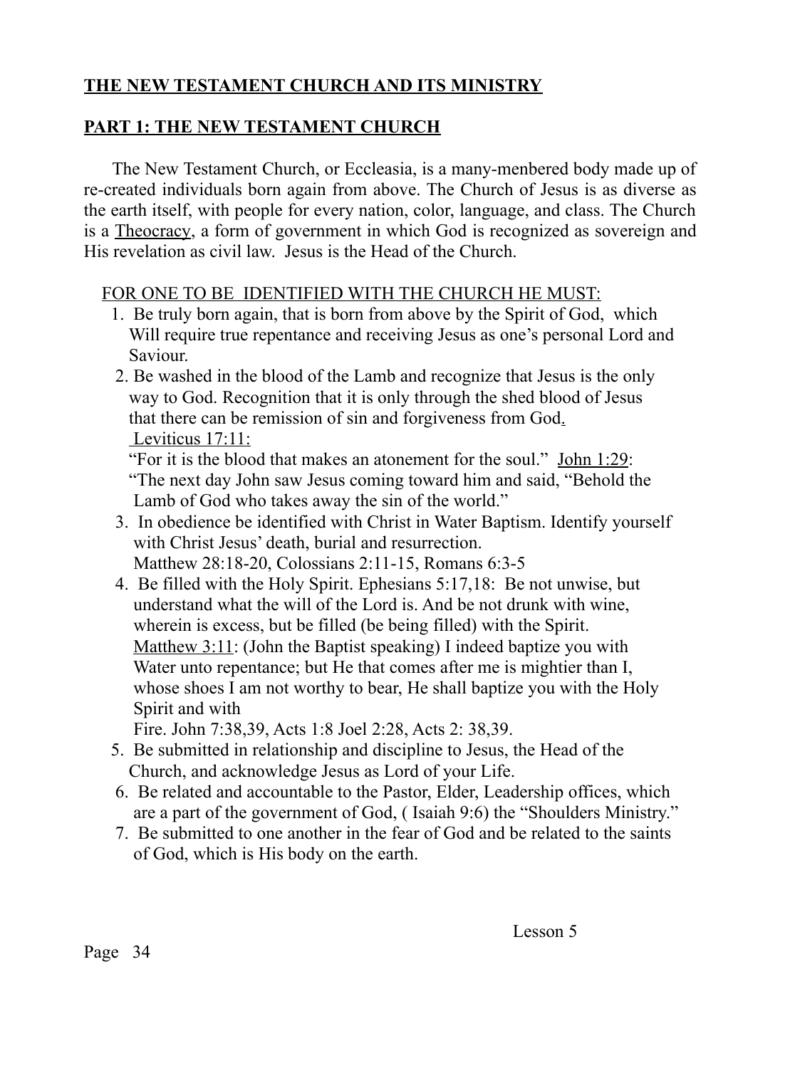**THE NEW TESTAMENT CHURCH AND ITS MINISTRY**

**PART 1: THE NEW TESTAMENT CHURCH**

The New Testament Church, or Eccleasia, is a many-menbered body made up of re-created individuals born again from above. The Church of Jesus is as diverse as the earth itself, with people for every nation, color, language, and class. The Church is a Theocracy, a form of government in which God is recognized as sovereign and His revelation as civil law. Jesus is the Head of the Church.

FOR ONE TO BE IDENTIFIED WITH THE CHURCH HE MUST:

1. Be truly born again, that is born from above by the Spirit of God, which Will require true repentance and receiving Jesus as one's personal Lord and Saviour.
2. Be washed in the blood of the Lamb and recognize that Jesus is the only way to God. Recognition that it is only through the shed blood of Jesus that there can be remission of sin and forgiveness from God.
   Leviticus 17:11:
   "For it is the blood that makes an atonement for the soul." John 1:29: "The next day John saw Jesus coming toward him and said, "Behold the Lamb of God who takes away the sin of the world."
3. In obedience be identified with Christ in Water Baptism. Identify yourself with Christ Jesus' death, burial and resurrection.
   Matthew 28:18-20, Colossians 2:11-15, Romans 6:3-5
4. Be filled with the Holy Spirit. Ephesians 5:17,18: Be not unwise, but understand what the will of the Lord is. And be not drunk with wine, wherein is excess, but be filled (be being filled) with the Spirit.
   Matthew 3:11: (John the Baptist speaking) I indeed baptize you with Water unto repentance; but He that comes after me is mightier than I, whose shoes I am not worthy to bear, He shall baptize you with the Holy Spirit and with
   Fire. John 7:38,39, Acts 1:8 Joel 2:28, Acts 2: 38,39.
5. Be submitted in relationship and discipline to Jesus, the Head of the Church, and acknowledge Jesus as Lord of your Life.
6. Be related and accountable to the Pastor, Elder, Leadership offices, which are a part of the government of God, ( Isaiah 9:6) the "Shoulders Ministry."
7. Be submitted to one another in the fear of God and be related to the saints of God, which is His body on the earth.

Lesson 5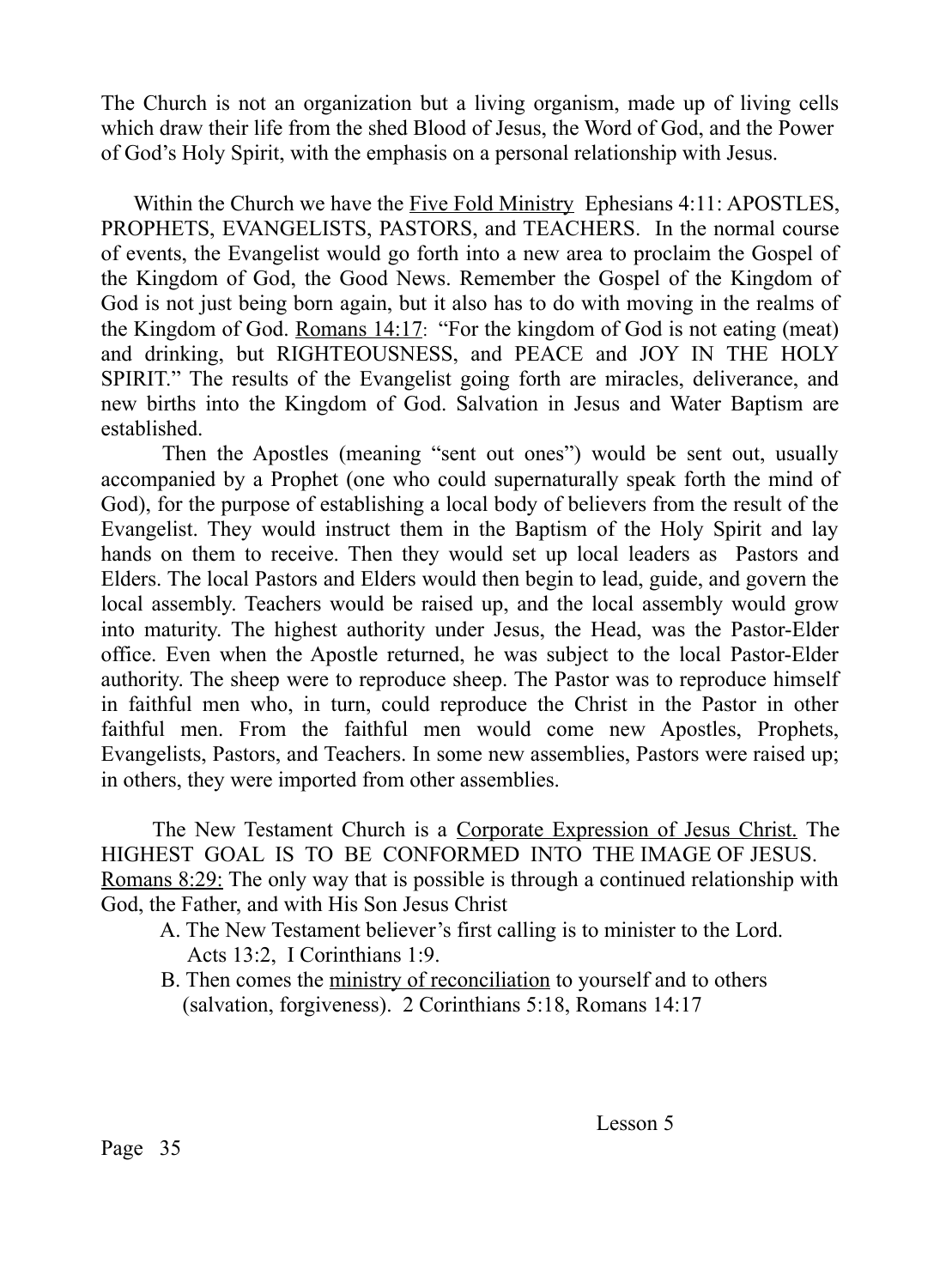The Church is not an organization but a living organism, made up of living cells which draw their life from the shed Blood of Jesus, the Word of God, and the Power of God's Holy Spirit, with the emphasis on a personal relationship with Jesus.

Within the Church we have the <u>Five Fold Ministry</u> Ephesians 4:11: APOSTLES, PROPHETS, EVANGELISTS, PASTORS, and TEACHERS. In the normal course of events, the Evangelist would go forth into a new area to proclaim the Gospel of the Kingdom of God, the Good News. Remember the Gospel of the Kingdom of God is not just being born again, but it also has to do with moving in the realms of the Kingdom of God. <u>Romans 14:17</u>: "For the kingdom of God is not eating (meat) and drinking, but RIGHTEOUSNESS, and PEACE and JOY IN THE HOLY SPIRIT." The results of the Evangelist going forth are miracles, deliverance, and new births into the Kingdom of God. Salvation in Jesus and Water Baptism are established.

Then the Apostles (meaning "sent out ones") would be sent out, usually accompanied by a Prophet (one who could supernaturally speak forth the mind of God), for the purpose of establishing a local body of believers from the result of the Evangelist. They would instruct them in the Baptism of the Holy Spirit and lay hands on them to receive. Then they would set up local leaders as Pastors and Elders. The local Pastors and Elders would then begin to lead, guide, and govern the local assembly. Teachers would be raised up, and the local assembly would grow into maturity. The highest authority under Jesus, the Head, was the Pastor-Elder office. Even when the Apostle returned, he was subject to the local Pastor-Elder authority. The sheep were to reproduce sheep. The Pastor was to reproduce himself in faithful men who, in turn, could reproduce the Christ in the Pastor in other faithful men. From the faithful men would come new Apostles, Prophets, Evangelists, Pastors, and Teachers. In some new assemblies, Pastors were raised up; in others, they were imported from other assemblies.

The New Testament Church is a <u>Corporate Expression of Jesus Christ.</u> The HIGHEST GOAL IS TO BE CONFORMED INTO THE IMAGE OF JESUS. <u>Romans 8:29:</u> The only way that is possible is through a continued relationship with God, the Father, and with His Son Jesus Christ

A. The New Testament believer's first calling is to minister to the Lord. Acts 13:2, I Corinthians 1:9.

B. Then comes the <u>ministry of reconciliation</u> to yourself and to others (salvation, forgiveness). 2 Corinthians 5:18, Romans 14:17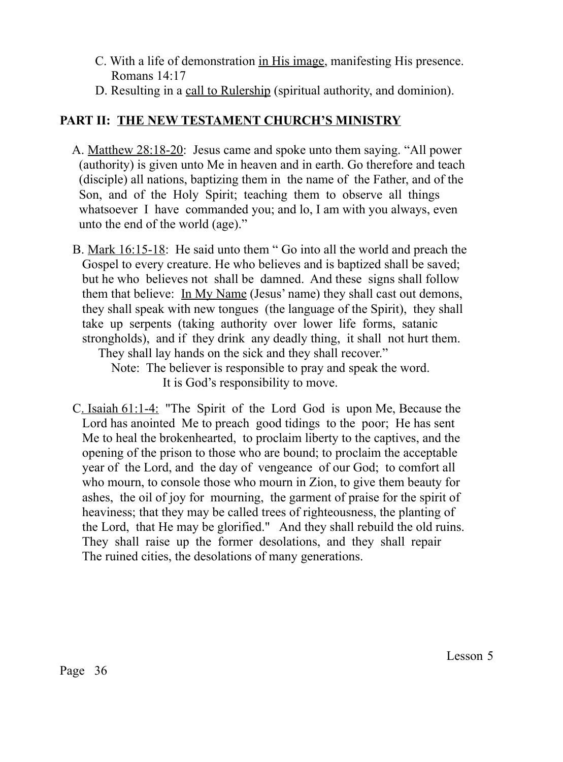C. With a life of demonstration <u>in His image</u>, manifesting His presence. Romans 14:17

D. Resulting in a <u>call to Rulership</u> (spiritual authority, and dominion).

## PART II: <u>THE NEW TESTAMENT CHURCH'S MINISTRY</u>

A. <u>Matthew 28:18-20</u>: Jesus came and spoke unto them saying. "All power (authority) is given unto Me in heaven and in earth. Go therefore and teach (disciple) all nations, baptizing them in the name of the Father, and of the Son, and of the Holy Spirit; teaching them to observe all things whatsoever I have commanded you; and lo, I am with you always, even unto the end of the world (age)."

B. <u>Mark 16:15-18</u>: He said unto them " Go into all the world and preach the Gospel to every creature. He who believes and is baptized shall be saved; but he who believes not shall be damned. And these signs shall follow them that believe: <u>In My Name</u> (Jesus' name) they shall cast out demons, they shall speak with new tongues (the language of the Spirit), they shall take up serpents (taking authority over lower life forms, satanic strongholds), and if they drink any deadly thing, it shall not hurt them. They shall lay hands on the sick and they shall recover."

Note: The believer is responsible to pray and speak the word. It is God's responsibility to move.

C. <u>Isaiah 61:1-4:</u> "The Spirit of the Lord God is upon Me, Because the Lord has anointed Me to preach good tidings to the poor; He has sent Me to heal the brokenhearted, to proclaim liberty to the captives, and the opening of the prison to those who are bound; to proclaim the acceptable year of the Lord, and the day of vengeance of our God; to comfort all who mourn, to console those who mourn in Zion, to give them beauty for ashes, the oil of joy for mourning, the garment of praise for the spirit of heaviness; that they may be called trees of righteousness, the planting of the Lord, that He may be glorified." And they shall rebuild the old ruins. They shall raise up the former desolations, and they shall repair The ruined cities, the desolations of many generations.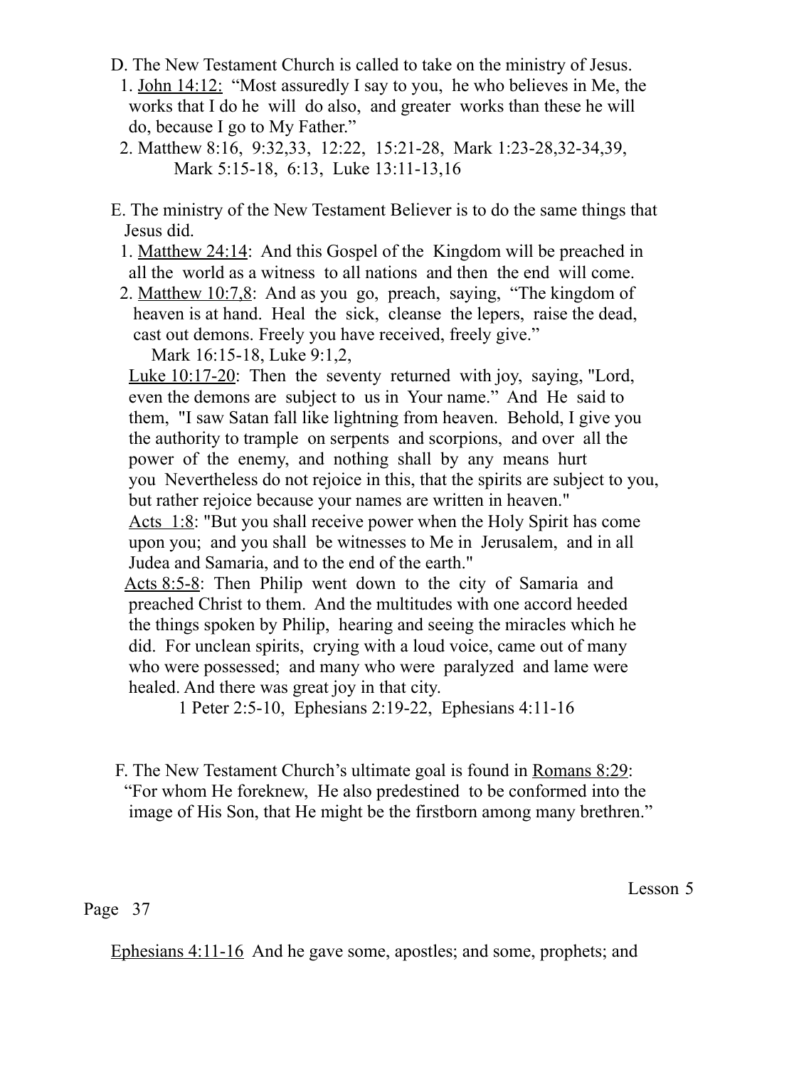D. The New Testament Church is called to take on the ministry of Jesus.

1. <u>John 14:12:</u> "Most assuredly I say to you, he who believes in Me, the works that I do he will do also, and greater works than these he will do, because I go to My Father."
2. Matthew 8:16, 9:32,33, 12:22, 15:21-28, Mark 1:23-28,32-34,39, Mark 5:15-18, 6:13, Luke 13:11-13,16

E. The ministry of the New Testament Believer is to do the same things that Jesus did.

1. <u>Matthew 24:14</u>: And this Gospel of the Kingdom will be preached in all the world as a witness to all nations and then the end will come.
2. <u>Matthew 10:7,8</u>: And as you go, preach, saying, "The kingdom of heaven is at hand. Heal the sick, cleanse the lepers, raise the dead, cast out demons. Freely you have received, freely give."

   Mark 16:15-18, Luke 9:1,2,

   <u>Luke 10:17-20</u>: Then the seventy returned with joy, saying, "Lord, even the demons are subject to us in Your name." And He said to them, "I saw Satan fall like lightning from heaven. Behold, I give you the authority to trample on serpents and scorpions, and over all the power of the enemy, and nothing shall by any means hurt you Nevertheless do not rejoice in this, that the spirits are subject to you, but rather rejoice because your names are written in heaven."

   <u>Acts 1:8</u>: "But you shall receive power when the Holy Spirit has come upon you; and you shall be witnesses to Me in Jerusalem, and in all Judea and Samaria, and to the end of the earth."

   <u>Acts 8:5-8</u>: Then Philip went down to the city of Samaria and preached Christ to them. And the multitudes with one accord heeded the things spoken by Philip, hearing and seeing the miracles which he did. For unclean spirits, crying with a loud voice, came out of many who were possessed; and many who were paralyzed and lame were healed. And there was great joy in that city.

   1 Peter 2:5-10, Ephesians 2:19-22, Ephesians 4:11-16

F. The New Testament Church's ultimate goal is found in <u>Romans 8:29</u>: "For whom He foreknew, He also predestined to be conformed into the image of His Son, that He might be the firstborn among many brethren."

Lesson 5

<u>Ephesians 4:11-16</u> And he gave some, apostles; and some, prophets; and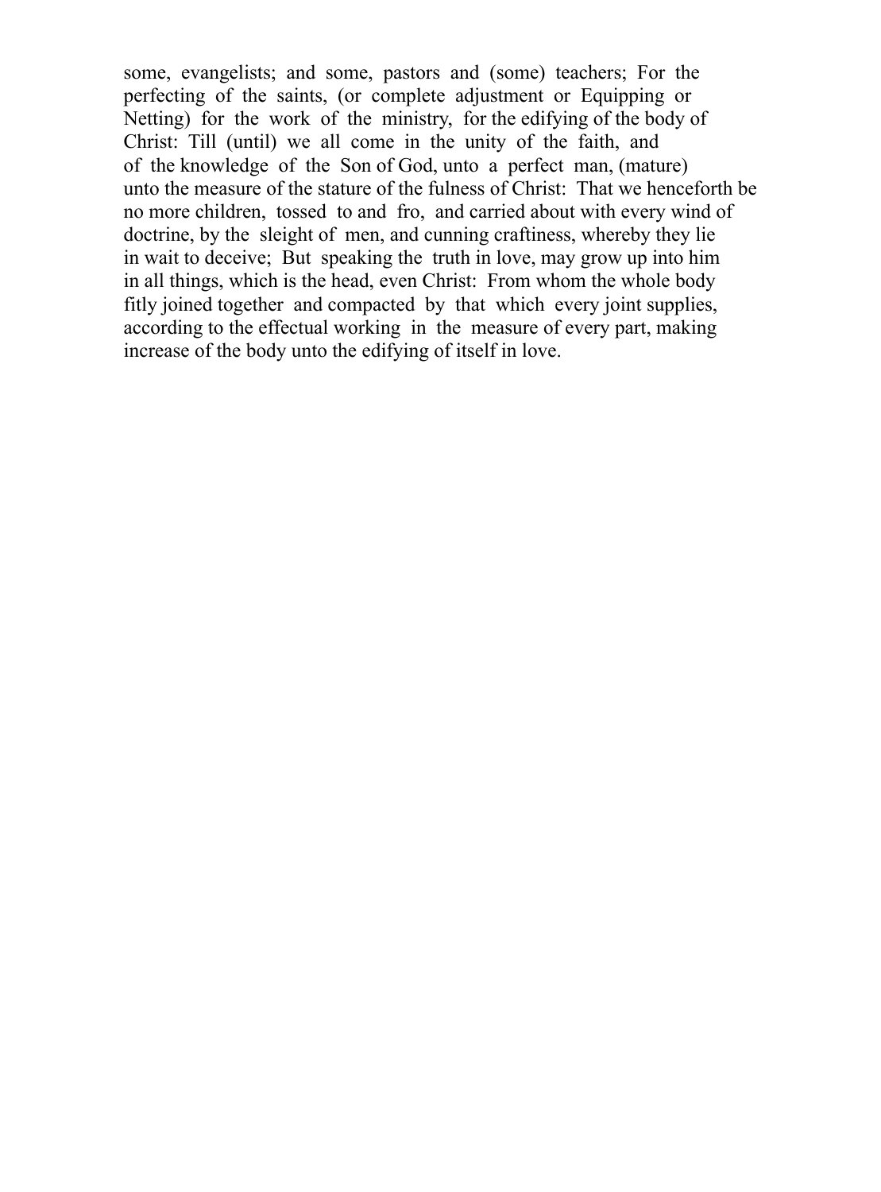some, evangelists; and some, pastors and (some) teachers; For the perfecting of the saints, (or complete adjustment or Equipping or Netting) for the work of the ministry, for the edifying of the body of Christ: Till (until) we all come in the unity of the faith, and of the knowledge of the Son of God, unto a perfect man, (mature) unto the measure of the stature of the fulness of Christ: That we henceforth be no more children, tossed to and fro, and carried about with every wind of doctrine, by the sleight of men, and cunning craftiness, whereby they lie in wait to deceive; But speaking the truth in love, may grow up into him in all things, which is the head, even Christ: From whom the whole body fitly joined together and compacted by that which every joint supplies, according to the effectual working in the measure of every part, making increase of the body unto the edifying of itself in love.